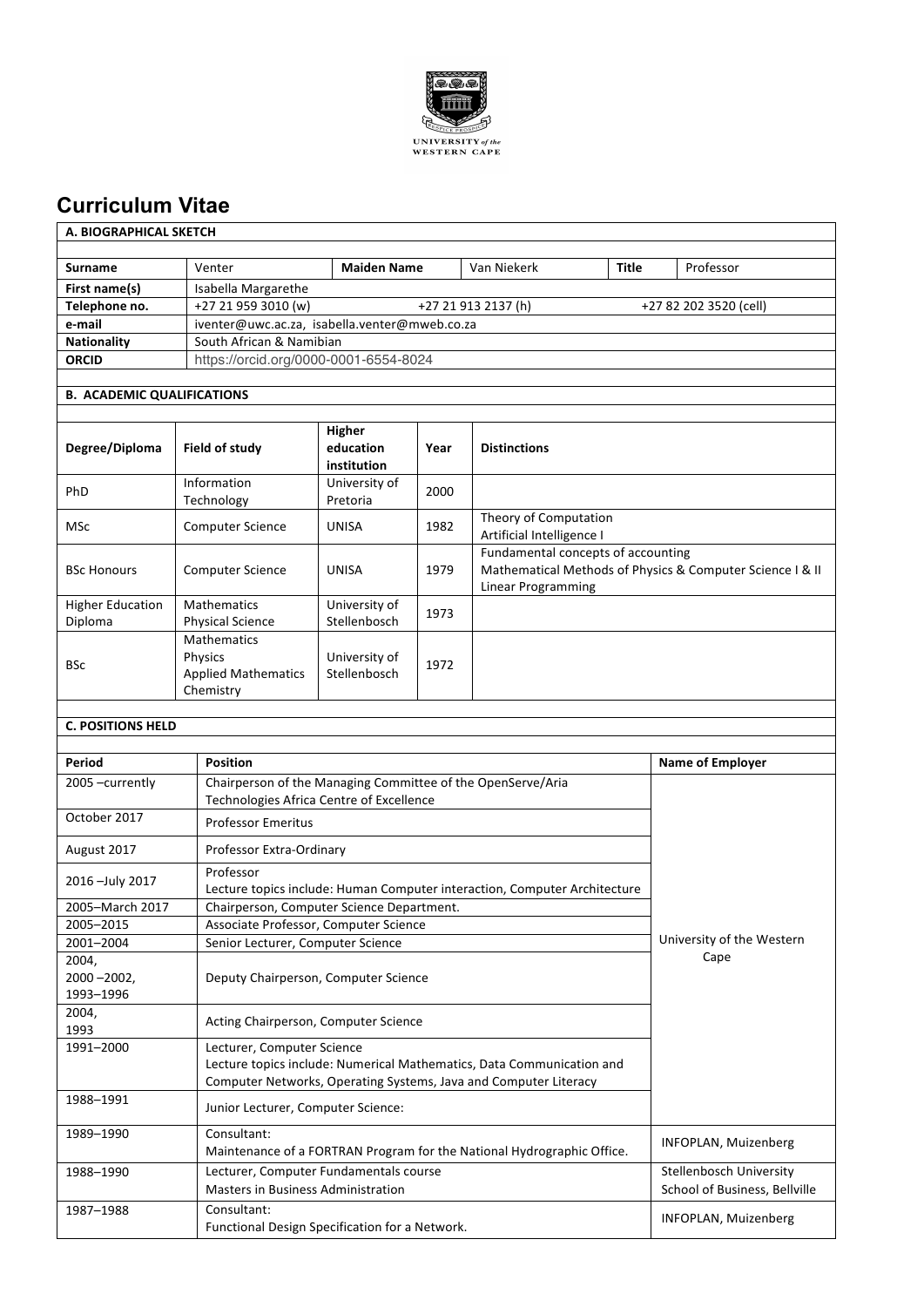# Curriculum Vitae

## A. BIOGRAPHICAL SKETCH

| | | | | | |
|---|---|---|---|---|---|
| **Surname** | Venter | **Maiden Name** | Van Niekerk | **Title** | Professor |
| **First name(s)** | Isabella Margarethe | | | | |
| **Telephone no.** | +27 21 959 3010 (w) | +27 21 913 2137 (h) | +27 82 202 3520 (cell) | | |
| **e-mail** | iventer@uwc.ac.za, isabella.venter@mweb.co.za | | | | |
| **Nationality** | South African & Namibian | | | | |
| **ORCID** | https://orcid.org/0000-0001-6554-8024 | | | | |

## B. ACADEMIC QUALIFICATIONS

| Degree/Diploma | Field of study | Higher education institution | Year | Distinctions |
|---|---|---|---|---|
| PhD | Information Technology | University of Pretoria | 2000 | |
| MSc | Computer Science | UNISA | 1982 | Theory of Computation<br>Artificial Intelligence I |
| BSc Honours | Computer Science | UNISA | 1979 | Fundamental concepts of accounting<br>Mathematical Methods of Physics & Computer Science I & II<br>Linear Programming |
| Higher Education Diploma | Mathematics<br>Physical Science | University of Stellenbosch | 1973 | |
| BSc | Mathematics<br>Physics<br>Applied Mathematics<br>Chemistry | University of Stellenbosch | 1972 | |

## C. POSITIONS HELD

| Period | Position | Name of Employer |
|---|---|---|
| 2005 –currently | Chairperson of the Managing Committee of the OpenServe/Aria Technologies Africa Centre of Excellence | University of the Western Cape |
| October 2017 | Professor Emeritus | University of the Western Cape |
| August 2017 | Professor Extra-Ordinary | University of the Western Cape |
| 2016 –July 2017 | Professor<br>Lecture topics include: Human Computer interaction, Computer Architecture | University of the Western Cape |
| 2005–March 2017 | Chairperson, Computer Science Department. | University of the Western Cape |
| 2005–2015 | Associate Professor, Computer Science | University of the Western Cape |
| 2001–2004 | Senior Lecturer, Computer Science | University of the Western Cape |
| 2004,<br>2000 –2002,<br>1993–1996 | Deputy Chairperson, Computer Science | University of the Western Cape |
| 2004,<br>1993 | Acting Chairperson, Computer Science | University of the Western Cape |
| 1991–2000 | Lecturer, Computer Science<br>Lecture topics include: Numerical Mathematics, Data Communication and Computer Networks, Operating Systems, Java and Computer Literacy | University of the Western Cape |
| 1988–1991 | Junior Lecturer, Computer Science: | University of the Western Cape |
| 1989–1990 | Consultant:<br>Maintenance of a FORTRAN Program for the National Hydrographic Office. | INFOPLAN, Muizenberg |
| 1988–1990 | Lecturer, Computer Fundamentals course<br>Masters in Business Administration | Stellenbosch University School of Business, Bellville |
| 1987–1988 | Consultant:<br>Functional Design Specification for a Network. | INFOPLAN, Muizenberg |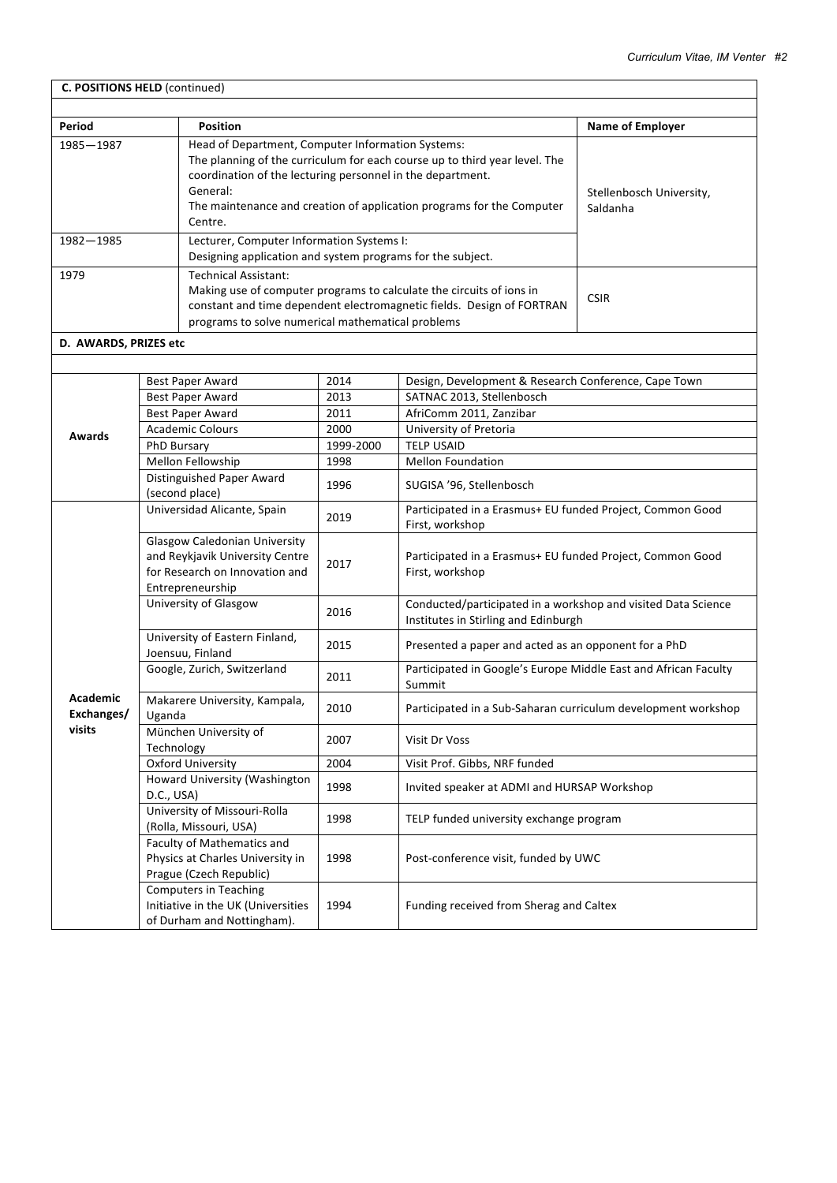**C. POSITIONS HELD** (continued)

| Period | Position | Name of Employer |
|---|---|---|
| 1985—1987 | Head of Department, Computer Information Systems:<br>The planning of the curriculum for each course up to third year level. The coordination of the lecturing personnel in the department.<br>General:<br>The maintenance and creation of application programs for the Computer Centre. | Stellenbosch University, Saldanha |
| 1982—1985 | Lecturer, Computer Information Systems I:<br>Designing application and system programs for the subject. | |
| 1979 | Technical Assistant:<br>Making use of computer programs to calculate the circuits of ions in constant and time dependent electromagnetic fields. Design of FORTRAN programs to solve numerical mathematical problems | CSIR |

**D. AWARDS, PRIZES etc**

| | | | |
|---|---|---|---|
| **Awards** | Best Paper Award | 2014 | Design, Development & Research Conference, Cape Town |
| | Best Paper Award | 2013 | SATNAC 2013, Stellenbosch |
| | Best Paper Award | 2011 | AfriComm 2011, Zanzibar |
| | Academic Colours | 2000 | University of Pretoria |
| | PhD Bursary | 1999-2000 | TELP USAID |
| | Mellon Fellowship | 1998 | Mellon Foundation |
| | Distinguished Paper Award (second place) | 1996 | SUGISA '96, Stellenbosch |
| **Academic Exchanges/ visits** | Universidad Alicante, Spain | 2019 | Participated in a Erasmus+ EU funded Project, Common Good First, workshop |
| | Glasgow Caledonian University and Reykjavik University Centre for Research on Innovation and Entrepreneurship | 2017 | Participated in a Erasmus+ EU funded Project, Common Good First, workshop |
| | University of Glasgow | 2016 | Conducted/participated in a workshop and visited Data Science Institutes in Stirling and Edinburgh |
| | University of Eastern Finland, Joensuu, Finland | 2015 | Presented a paper and acted as an opponent for a PhD |
| | Google, Zurich, Switzerland | 2011 | Participated in Google's Europe Middle East and African Faculty Summit |
| | Makarere University, Kampala, Uganda | 2010 | Participated in a Sub-Saharan curriculum development workshop |
| | München University of Technology | 2007 | Visit Dr Voss |
| | Oxford University | 2004 | Visit Prof. Gibbs, NRF funded |
| | Howard University (Washington D.C., USA) | 1998 | Invited speaker at ADMI and HURSAP Workshop |
| | University of Missouri-Rolla (Rolla, Missouri, USA) | 1998 | TELP funded university exchange program |
| | Faculty of Mathematics and Physics at Charles University in Prague (Czech Republic) | 1998 | Post-conference visit, funded by UWC |
| | Computers in Teaching Initiative in the UK (Universities of Durham and Nottingham). | 1994 | Funding received from Sherag and Caltex |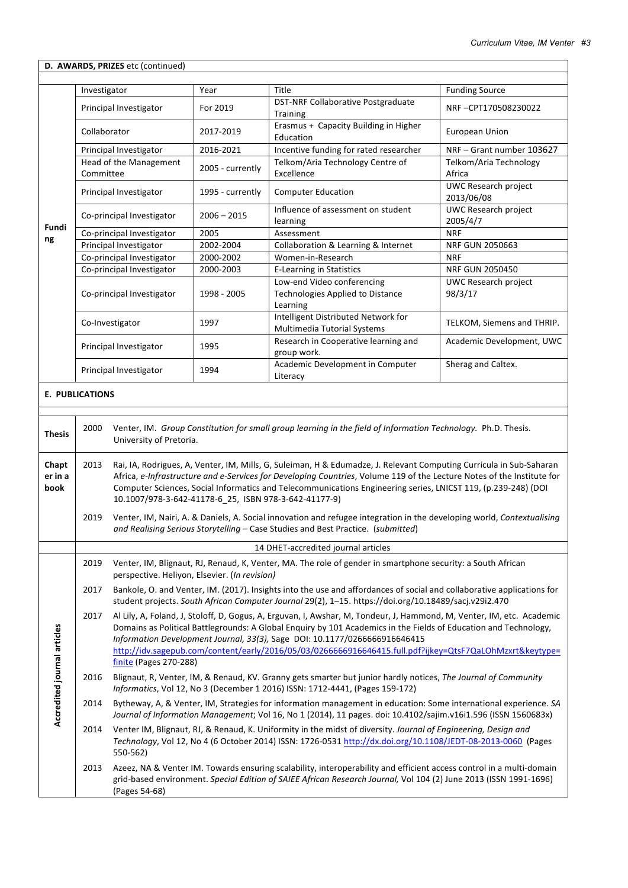## D. AWARDS, PRIZES etc (continued)

| | Investigator | Year | Title | Funding Source |
|---|---|---|---|---|
| Funding | Principal Investigator | For 2019 | DST-NRF Collaborative Postgraduate Training | NRF –CPT170508230022 |
| | Collaborator | 2017-2019 | Erasmus + Capacity Building in Higher Education | European Union |
| | Principal Investigator | 2016-2021 | Incentive funding for rated researcher | NRF – Grant number 103627 |
| | Head of the Management Committee | 2005 - currently | Telkom/Aria Technology Centre of Excellence | Telkom/Aria Technology Africa |
| | Principal Investigator | 1995 - currently | Computer Education | UWC Research project 2013/06/08 |
| | Co-principal Investigator | 2006 – 2015 | Influence of assessment on student learning | UWC Research project 2005/4/7 |
| | Co-principal Investigator | 2005 | Assessment | NRF |
| | Principal Investigator | 2002-2004 | Collaboration & Learning & Internet | NRF GUN 2050663 |
| | Co-principal Investigator | 2000-2002 | Women-in-Research | NRF |
| | Co-principal Investigator | 2000-2003 | E-Learning in Statistics | NRF GUN 2050450 |
| | Co-principal Investigator | 1998 - 2005 | Low-end Video conferencing Technologies Applied to Distance Learning | UWC Research project 98/3/17 |
| | Co-Investigator | 1997 | Intelligent Distributed Network for Multimedia Tutorial Systems | TELKOM, Siemens and THRIP. |
| | Principal Investigator | 1995 | Research in Cooperative learning and group work. | Academic Development, UWC |
| | Principal Investigator | 1994 | Academic Development in Computer Literacy | Sherag and Caltex. |

## E. PUBLICATIONS

**Thesis**

2000 Venter, IM. *Group Constitution for small group learning in the field of Information Technology.* Ph.D. Thesis. University of Pretoria.

**Chapter in a book**

2013 Rai, IA, Rodrigues, A, Venter, IM, Mills, G, Suleiman, H & Edumadze, J. Relevant Computing Curricula in Sub-Saharan Africa, *e-Infrastructure and e-Services for Developing Countries*, Volume 119 of the Lecture Notes of the Institute for Computer Sciences, Social Informatics and Telecommunications Engineering series, LNICST 119, (p.239-248) (DOI 10.1007/978-3-642-41178-6_25, ISBN 978-3-642-41177-9)

2019 Venter, IM, Nairi, A. & Daniels, A. Social innovation and refugee integration in the developing world, *Contextualising and Realising Serious Storytelling* – Case Studies and Best Practice. (*submitted*)

**Accredited journal articles**

14 DHET-accredited journal articles

2019 Venter, IM, Blignaut, RJ, Renaud, K, Venter, MA. The role of gender in smartphone security: a South African perspective. Heliyon, Elsevier. (*In revision)*

2017 Bankole, O. and Venter, IM. (2017). Insights into the use and affordances of social and collaborative applications for student projects. *South African Computer Journal* 29(2), 1–15. https://doi.org/10.18489/sacj.v29i2.470

2017 Al Lily, A, Foland, J, Stoloff, D, Gogus, A, Erguvan, I, Awshar, M, Tondeur, J, Hammond, M, Venter, IM, etc. Academic Domains as Political Battlegrounds: A Global Enquiry by 101 Academics in the Fields of Education and Technology, *Information Development Journal, 33(3),* Sage DOI: 10.1177/0266666916646415 http://idv.sagepub.com/content/early/2016/05/03/0266666916646415.full.pdf?ijkey=QtsF7QaLOhMzxrt&keytype=finite (Pages 270-288)

2016 Blignaut, R, Venter, IM, & Renaud, KV. Granny gets smarter but junior hardly notices, *The Journal of Community Informatics*, Vol 12, No 3 (December 1 2016) ISSN: 1712-4441, (Pages 159-172)

2014 Bytheway, A, & Venter, IM, Strategies for information management in education: Some international experience. *SA Journal of Information Management*; Vol 16, No 1 (2014), 11 pages. doi: 10.4102/sajim.v16i1.596 (ISSN 1560683x)

2014 Venter IM, Blignaut, RJ, & Renaud, K. Uniformity in the midst of diversity. *Journal of Engineering, Design and Technology*, Vol 12, No 4 (6 October 2014) ISSN: 1726-0531 http://dx.doi.org/10.1108/JEDT-08-2013-0060 (Pages 550-562)

2013 Azeez, NA & Venter IM. Towards ensuring scalability, interoperability and efficient access control in a multi-domain grid-based environment. *Special Edition of SAIEE African Research Journal,* Vol 104 (2) June 2013 (ISSN 1991-1696) (Pages 54-68)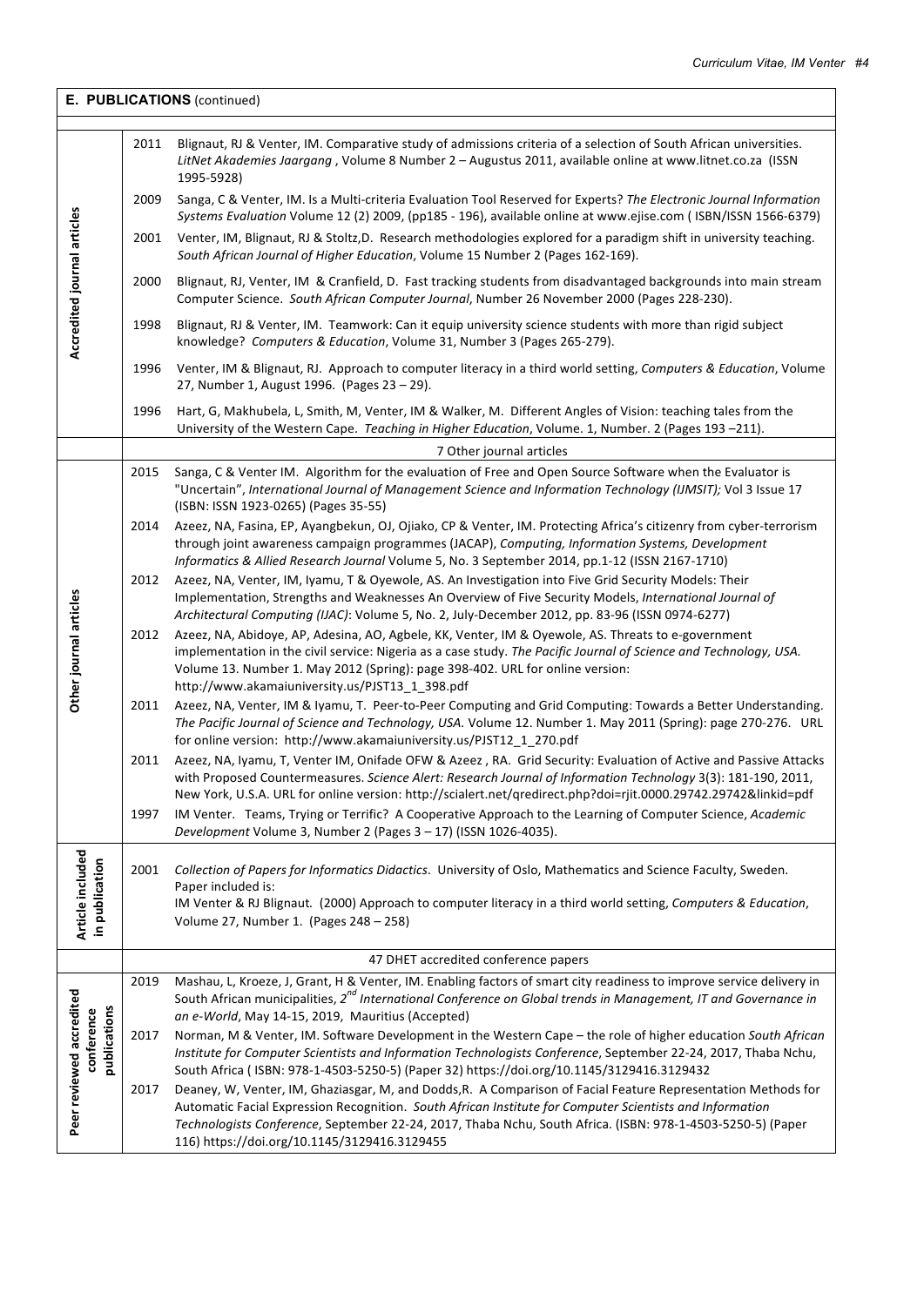## E. PUBLICATIONS (continued)

| Category | Year | Publication |
|---|---|---|
| **Accredited journal articles** | 2011 | Blignaut, RJ & Venter, IM. Comparative study of admissions criteria of a selection of South African universities. *LitNet Akademies Jaargang*, Volume 8 Number 2 – Augustus 2011, available online at www.litnet.co.za (ISSN 1995-5928) |
| | 2009 | Sanga, C & Venter, IM. Is a Multi-criteria Evaluation Tool Reserved for Experts? *The Electronic Journal Information Systems Evaluation* Volume 12 (2) 2009, (pp185 - 196), available online at www.ejise.com ( ISBN/ISSN 1566-6379) |
| | 2001 | Venter, IM, Blignaut, RJ & Stoltz,D. Research methodologies explored for a paradigm shift in university teaching. *South African Journal of Higher Education*, Volume 15 Number 2 (Pages 162-169). |
| | 2000 | Blignaut, RJ, Venter, IM & Cranfield, D. Fast tracking students from disadvantaged backgrounds into main stream Computer Science. *South African Computer Journal*, Number 26 November 2000 (Pages 228-230). |
| | 1998 | Blignaut, RJ & Venter, IM. Teamwork: Can it equip university science students with more than rigid subject knowledge? *Computers & Education*, Volume 31, Number 3 (Pages 265-279). |
| | 1996 | Venter, IM & Blignaut, RJ. Approach to computer literacy in a third world setting, *Computers & Education*, Volume 27, Number 1, August 1996. (Pages 23 – 29). |
| | 1996 | Hart, G, Makhubela, L, Smith, M, Venter, IM & Walker, M. Different Angles of Vision: teaching tales from the University of the Western Cape. *Teaching in Higher Education*, Volume. 1, Number. 2 (Pages 193 –211). |
| | | 7 Other journal articles |
| **Other journal articles** | 2015 | Sanga, C & Venter IM. Algorithm for the evaluation of Free and Open Source Software when the Evaluator is "Uncertain", *International Journal of Management Science and Information Technology (IJMSIT);* Vol 3 Issue 17 (ISBN: ISSN 1923-0265) (Pages 35-55) |
| | 2014 | Azeez, NA, Fasina, EP, Ayangbekun, OJ, Ojiako, CP & Venter, IM. Protecting Africa's citizenry from cyber-terrorism through joint awareness campaign programmes (JACAP), *Computing, Information Systems, Development Informatics & Allied Research Journal* Volume 5, No. 3 September 2014, pp.1-12 (ISSN 2167-1710) |
| | 2012 | Azeez, NA, Venter, IM, Iyamu, T & Oyewole, AS. An Investigation into Five Grid Security Models: Their Implementation, Strengths and Weaknesses An Overview of Five Security Models, *International Journal of Architectural Computing (IJAC)*: Volume 5, No. 2, July-December 2012, pp. 83-96 (ISSN 0974-6277) |
| | 2012 | Azeez, NA, Abidoye, AP, Adesina, AO, Agbele, KK, Venter, IM & Oyewole, AS. Threats to e-government implementation in the civil service: Nigeria as a case study. *The Pacific Journal of Science and Technology, USA.* Volume 13. Number 1. May 2012 (Spring): page 398-402. URL for online version: http://www.akamaiuniversity.us/PJST13_1_398.pdf |
| | 2011 | Azeez, NA, Venter, IM & Iyamu, T. Peer-to-Peer Computing and Grid Computing: Towards a Better Understanding. *The Pacific Journal of Science and Technology, USA.* Volume 12. Number 1. May 2011 (Spring): page 270-276. URL for online version: http://www.akamaiuniversity.us/PJST12_1_270.pdf |
| | 2011 | Azeez, NA, Iyamu, T, Venter IM, Onifade OFW & Azeez , RA. Grid Security: Evaluation of Active and Passive Attacks with Proposed Countermeasures. *Science Alert: Research Journal of Information Technology* 3(3): 181-190, 2011, New York, U.S.A. URL for online version: http://scialert.net/qredirect.php?doi=rjit.0000.29742.29742&linkid=pdf |
| | 1997 | IM Venter. Teams, Trying or Terrific? A Cooperative Approach to the Learning of Computer Science, *Academic Development* Volume 3, Number 2 (Pages 3 – 17) (ISSN 1026-4035). |
| **Article included in publication** | 2001 | *Collection of Papers for Informatics Didactics*. University of Oslo, Mathematics and Science Faculty, Sweden. Paper included is: IM Venter & RJ Blignaut. (2000) Approach to computer literacy in a third world setting, *Computers & Education*, Volume 27, Number 1. (Pages 248 – 258) |
| | | 47 DHET accredited conference papers |
| **Peer reviewed accredited conference publications** | 2019 | Mashau, L, Kroeze, J, Grant, H & Venter, IM. Enabling factors of smart city readiness to improve service delivery in South African municipalities, *2nd International Conference on Global trends in Management, IT and Governance in an e-World*, May 14-15, 2019, Mauritius (Accepted) |
| | 2017 | Norman, M & Venter, IM. Software Development in the Western Cape – the role of higher education *South African Institute for Computer Scientists and Information Technologists Conference*, September 22-24, 2017, Thaba Nchu, South Africa ( ISBN: 978-1-4503-5250-5) (Paper 32) https://doi.org/10.1145/3129416.3129432 |
| | 2017 | Deaney, W, Venter, IM, Ghaziasgar, M, and Dodds,R. A Comparison of Facial Feature Representation Methods for Automatic Facial Expression Recognition. *South African Institute for Computer Scientists and Information Technologists Conference*, September 22-24, 2017, Thaba Nchu, South Africa. (ISBN: 978-1-4503-5250-5) (Paper 116) https://doi.org/10.1145/3129416.3129455 |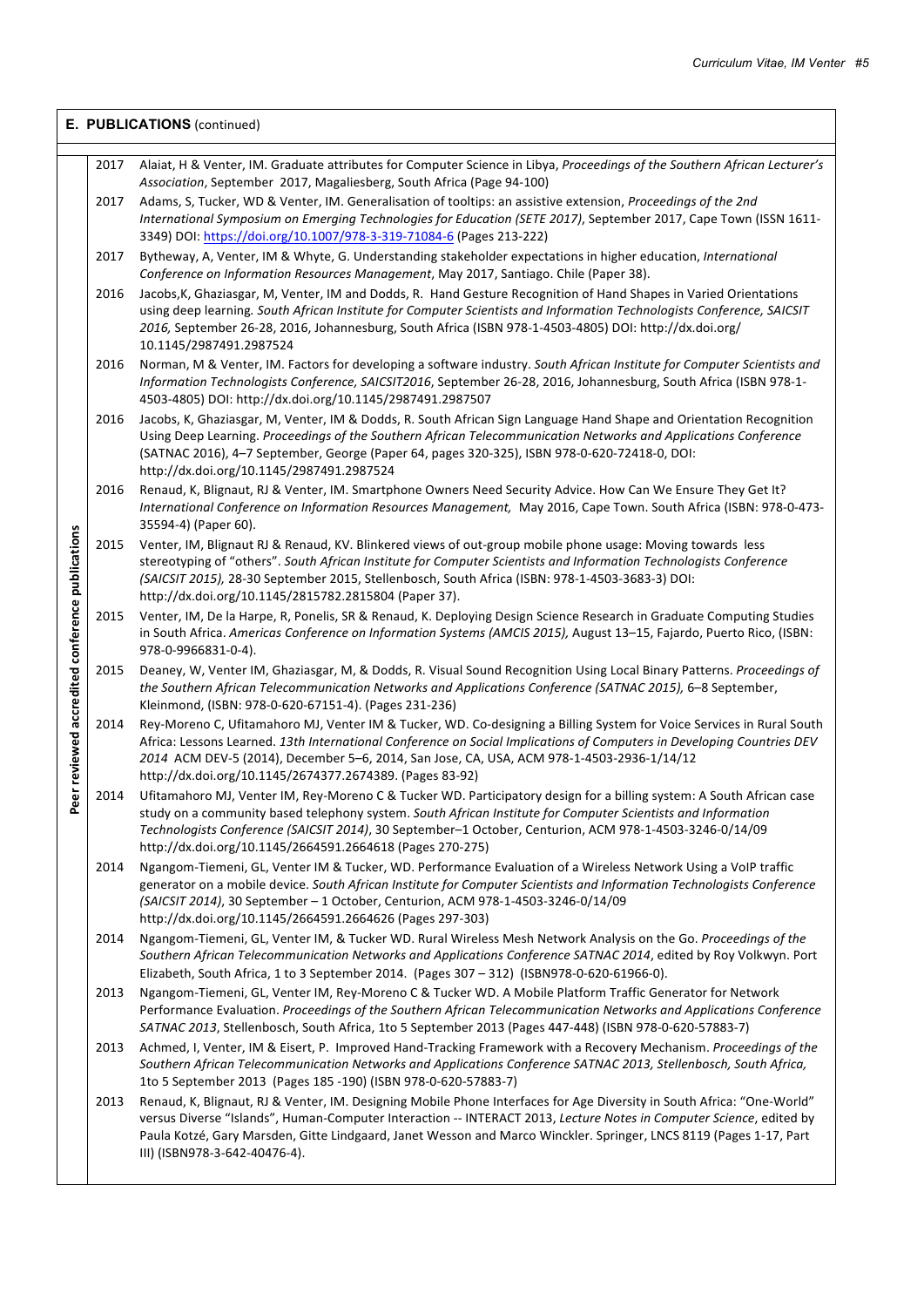## E. PUBLICATIONS (continued)

**Peer reviewed accredited conference publications**

| Year | Publication |
|---|---|
| 2017 | Alaiat, H & Venter, IM. Graduate attributes for Computer Science in Libya, *Proceedings of the Southern African Lecturer's Association*, September 2017, Magaliesberg, South Africa (Page 94-100) |
| 2017 | Adams, S, Tucker, WD & Venter, IM. Generalisation of tooltips: an assistive extension, *Proceedings of the 2nd International Symposium on Emerging Technologies for Education (SETE 2017)*, September 2017, Cape Town (ISSN 1611-3349) DOI: https://doi.org/10.1007/978-3-319-71084-6 (Pages 213-222) |
| 2017 | Bytheway, A, Venter, IM & Whyte, G. Understanding stakeholder expectations in higher education, *International Conference on Information Resources Management*, May 2017, Santiago. Chile (Paper 38). |
| 2016 | Jacobs,K, Ghaziasgar, M, Venter, IM and Dodds, R. Hand Gesture Recognition of Hand Shapes in Varied Orientations using deep learning. *South African Institute for Computer Scientists and Information Technologists Conference, SAICSIT 2016,* September 26-28, 2016, Johannesburg, South Africa (ISBN 978-1-4503-4805) DOI: http://dx.doi.org/ 10.1145/2987491.2987524 |
| 2016 | Norman, M & Venter, IM. Factors for developing a software industry. *South African Institute for Computer Scientists and Information Technologists Conference, SAICSIT2016*, September 26-28, 2016, Johannesburg, South Africa (ISBN 978-1-4503-4805) DOI: http://dx.doi.org/10.1145/2987491.2987507 |
| 2016 | Jacobs, K, Ghaziasgar, M, Venter, IM & Dodds, R. South African Sign Language Hand Shape and Orientation Recognition Using Deep Learning. *Proceedings of the Southern African Telecommunication Networks and Applications Conference* (SATNAC 2016), 4–7 September, George (Paper 64, pages 320-325), ISBN 978-0-620-72418-0, DOI: http://dx.doi.org/10.1145/2987491.2987524 |
| 2016 | Renaud, K, Blignaut, RJ & Venter, IM. Smartphone Owners Need Security Advice. How Can We Ensure They Get It? *International Conference on Information Resources Management,* May 2016, Cape Town. South Africa (ISBN: 978-0-473-35594-4) (Paper 60). |
| 2015 | Venter, IM, Blignaut RJ & Renaud, KV. Blinkered views of out-group mobile phone usage: Moving towards less stereotyping of "others". *South African Institute for Computer Scientists and Information Technologists Conference (SAICSIT 2015),* 28-30 September 2015, Stellenbosch, South Africa (ISBN: 978-1-4503-3683-3) DOI: http://dx.doi.org/10.1145/2815782.2815804 (Paper 37). |
| 2015 | Venter, IM, De la Harpe, R, Ponelis, SR & Renaud, K. Deploying Design Science Research in Graduate Computing Studies in South Africa. *Americas Conference on Information Systems (AMCIS 2015),* August 13–15, Fajardo, Puerto Rico, (ISBN: 978-0-9966831-0-4). |
| 2015 | Deaney, W, Venter IM, Ghaziasgar, M, & Dodds, R. Visual Sound Recognition Using Local Binary Patterns. *Proceedings of the Southern African Telecommunication Networks and Applications Conference (SATNAC 2015),* 6–8 September, Kleinmond, (ISBN: 978-0-620-67151-4). (Pages 231-236) |
| 2014 | Rey-Moreno C, Ufitamahoro MJ, Venter IM & Tucker, WD. Co-designing a Billing System for Voice Services in Rural South Africa: Lessons Learned. *13th International Conference on Social Implications of Computers in Developing Countries DEV 2014* ACM DEV-5 (2014), December 5–6, 2014, San Jose, CA, USA, ACM 978-1-4503-2936-1/14/12 http://dx.doi.org/10.1145/2674377.2674389. (Pages 83-92) |
| 2014 | Ufitamahoro MJ, Venter IM, Rey-Moreno C & Tucker WD. Participatory design for a billing system: A South African case study on a community based telephony system. *South African Institute for Computer Scientists and Information Technologists Conference (SAICSIT 2014)*, 30 September–1 October, Centurion, ACM 978-1-4503-3246-0/14/09 http://dx.doi.org/10.1145/2664591.2664618 (Pages 270-275) |
| 2014 | Ngangom-Tiemeni, GL, Venter IM & Tucker, WD. Performance Evaluation of a Wireless Network Using a VoIP traffic generator on a mobile device. *South African Institute for Computer Scientists and Information Technologists Conference (SAICSIT 2014)*, 30 September – 1 October, Centurion, ACM 978-1-4503-3246-0/14/09 http://dx.doi.org/10.1145/2664591.2664626 (Pages 297-303) |
| 2014 | Ngangom-Tiemeni, GL, Venter IM, & Tucker WD. Rural Wireless Mesh Network Analysis on the Go. *Proceedings of the Southern African Telecommunication Networks and Applications Conference SATNAC 2014*, edited by Roy Volkwyn. Port Elizabeth, South Africa, 1 to 3 September 2014. (Pages 307 – 312) (ISBN978-0-620-61966-0). |
| 2013 | Ngangom-Tiemeni, GL, Venter IM, Rey-Moreno C & Tucker WD. A Mobile Platform Traffic Generator for Network Performance Evaluation. *Proceedings of the Southern African Telecommunication Networks and Applications Conference SATNAC 2013*, Stellenbosch, South Africa, 1to 5 September 2013 (Pages 447-448) (ISBN 978-0-620-57883-7) |
| 2013 | Achmed, I, Venter, IM & Eisert, P. Improved Hand-Tracking Framework with a Recovery Mechanism. *Proceedings of the Southern African Telecommunication Networks and Applications Conference SATNAC 2013, Stellenbosch, South Africa,* 1to 5 September 2013 (Pages 185 -190) (ISBN 978-0-620-57883-7) |
| 2013 | Renaud, K, Blignaut, RJ & Venter, IM. Designing Mobile Phone Interfaces for Age Diversity in South Africa: "One-World" versus Diverse "Islands", Human-Computer Interaction -- INTERACT 2013, *Lecture Notes in Computer Science*, edited by Paula Kotzé, Gary Marsden, Gitte Lindgaard, Janet Wesson and Marco Winckler. Springer, LNCS 8119 (Pages 1-17, Part III) (ISBN978-3-642-40476-4). |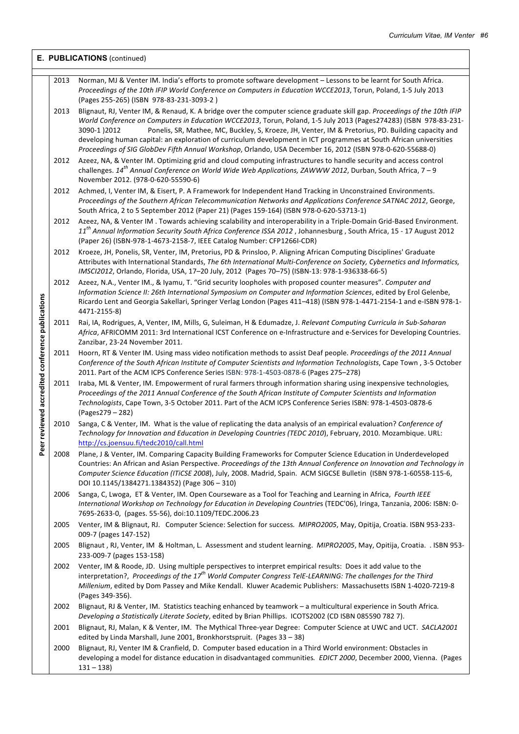**E. PUBLICATIONS** (continued)

**Peer reviewed accredited conference publications**

| Year | Publication |
|---|---|
| 2013 | Norman, MJ & Venter IM. India's efforts to promote software development – Lessons to be learnt for South Africa. *Proceedings of the 10th IFIP World Conference on Computers in Education WCCE2013*, Torun, Poland, 1-5 July 2013 (Pages 255-265) (ISBN 978-83-231-3093-2 ) |
| 2013 | Blignaut, RJ, Venter IM, & Renaud, K. A bridge over the computer science graduate skill gap. *Proceedings of the 10th IFIP World Conference on Computers in Education WCCE2013*, Torun, Poland, 1-5 July 2013 (Pages274283) (ISBN 978-83-231-3090-1 )2012 Ponelis, SR, Mathee, MC, Buckley, S, Kroeze, JH, Venter, IM & Pretorius, PD. Building capacity and developing human capital: an exploration of curriculum development in ICT programmes at South African universities *Proceedings of SIG GlobDev Fifth Annual Workshop*, Orlando, USA December 16, 2012 (ISBN 978-0-620-55688-0) |
| 2012 | Azeez, NA, & Venter IM. Optimizing grid and cloud computing infrastructures to handle security and access control challenges. *14th Annual Conference on World Wide Web Applications, ZAWWW 2012*, Durban, South Africa, 7 – 9 November 2012. (978-0-620-55590-6) |
| 2012 | Achmed, I, Venter IM, & Eisert, P. A Framework for Independent Hand Tracking in Unconstrained Environments. *Proceedings of the Southern African Telecommunication Networks and Applications Conference SATNAC 2012*, George, South Africa, 2 to 5 September 2012 (Paper 21) (Pages 159-164) (ISBN 978-0-620-53713-1) |
| 2012 | Azeez, NA, & Venter IM . Towards achieving scalability and interoperability in a Triple-Domain Grid-Based Environment. *11th Annual Information Security South Africa Conference ISSA 2012* , Johannesburg , South Africa, 15 - 17 August 2012 (Paper 26) (ISBN-978-1-4673-2158-7, IEEE Catalog Number: CFP1266I-CDR) |
| 2012 | Kroeze, JH, Ponelis, SR, Venter, IM, Pretorius, PD & Prinsloo, P. Aligning African Computing Disciplines' Graduate Attributes with International Standards, *The 6th International Multi-Conference on Society, Cybernetics and Informatics, IMSCI2012*, Orlando, Florida, USA, 17–20 July, 2012 (Pages 70–75) (ISBN-13: 978-1-936338-66-5) |
| 2012 | Azeez, N.A., Venter IM., & Iyamu, T. "Grid security loopholes with proposed counter measures". *Computer and Information Science II: 26th International Symposium on Computer and Information Sciences*, edited by Erol Gelenbe, Ricardo Lent and Georgia Sakellari, Springer Verlag London (Pages 411–418) (ISBN 978-1-4471-2154-1 and e-ISBN 978-1-4471-2155-8) |
| 2011 | Rai, IA, Rodrigues, A, Venter, IM, Mills, G, Suleiman, H & Edumadze, J. *Relevant Computing Curricula in Sub-Saharan Africa*, AFRICOMM 2011: 3rd International ICST Conference on e-Infrastructure and e-Services for Developing Countries. Zanzibar, 23-24 November 2011. |
| 2011 | Hoorn, RT & Venter IM. Using mass video notification methods to assist Deaf people. *Proceedings of the 2011 Annual Conference of the South African Institute of Computer Scientists and Information Technologists*, Cape Town , 3-5 October 2011. Part of the ACM ICPS Conference Series ISBN: 978-1-4503-0878-6 (Pages 275–278) |
| 2011 | Iraba, ML & Venter, IM. Empowerment of rural farmers through information sharing using inexpensive technologies, *Proceedings of the 2011 Annual Conference of the South African Institute of Computer Scientists and Information Technologists*, Cape Town, 3-5 October 2011. Part of the ACM ICPS Conference Series ISBN: 978-1-4503-0878-6 (Pages279 – 282) |
| 2010 | Sanga, C & Venter, IM. What is the value of replicating the data analysis of an empirical evaluation? *Conference of Technology for Innovation and Education in Developing Countries (TEDC 2010)*, February, 2010. Mozambique. URL: http://cs.joensuu.fi/tedc2010/call.html |
| 2008 | Plane, J & Venter, IM. Comparing Capacity Building Frameworks for Computer Science Education in Underdeveloped Countries: An African and Asian Perspective. *Proceedings of the 13th Annual Conference on Innovation and Technology in Computer Science Education (ITiCSE 2008)*, July, 2008. Madrid, Spain. ACM SIGCSE Bulletin (ISBN 978-1-60558-115-6, DOI 10.1145/1384271.1384352) (Page 306 – 310) |
| 2006 | Sanga, C, Lwoga, ET & Venter, IM. Open Courseware as a Tool for Teaching and Learning in Africa, *Fourth IEEE International Workshop on Technology for Education in Developing Countries* (TEDC'06), Iringa, Tanzania, 2006: ISBN: 0-7695-2633-0, (pages. 55-56), doi:10.1109/TEDC.2006.23 |
| 2005 | Venter, IM & Blignaut, RJ. Computer Science: Selection for success. *MIPRO2005*, May, Opitija, Croatia. ISBN 953-233-009-7 (pages 147-152) |
| 2005 | Blignaut , RJ, Venter, IM & Holtman, L. Assessment and student learning. *MIPRO2005*, May, Opitija, Croatia. . ISBN 953-233-009-7 (pages 153-158) |
| 2002 | Venter, IM & Roode, JD. Using multiple perspectives to interpret empirical results: Does it add value to the interpretation?, *Proceedings of the 17th World Computer Congress TelE-LEARNING: The challenges for the Third Millenium*, edited by Dom Passey and Mike Kendall. Kluwer Academic Publishers: Massachusetts ISBN 1-4020-7219-8 (Pages 349-356). |
| 2002 | Blignaut, RJ & Venter, IM. Statistics teaching enhanced by teamwork – a multicultural experience in South Africa. *Developing a Statistically Literate Society*, edited by Brian Phillips. ICOTS2002 (CD ISBN 085590 782 7). |
| 2001 | Blignaut, RJ, Malan, K & Venter, IM. The Mythical Three-year Degree: Computer Science at UWC and UCT. *SACLA2001* edited by Linda Marshall, June 2001, Bronkhorstspruit. (Pages 33 – 38) |
| 2000 | Blignaut, RJ, Venter IM & Cranfield, D. Computer based education in a Third World environment: Obstacles in developing a model for distance education in disadvantaged communities. *EDICT 2000*, December 2000, Vienna. (Pages 131 – 138) |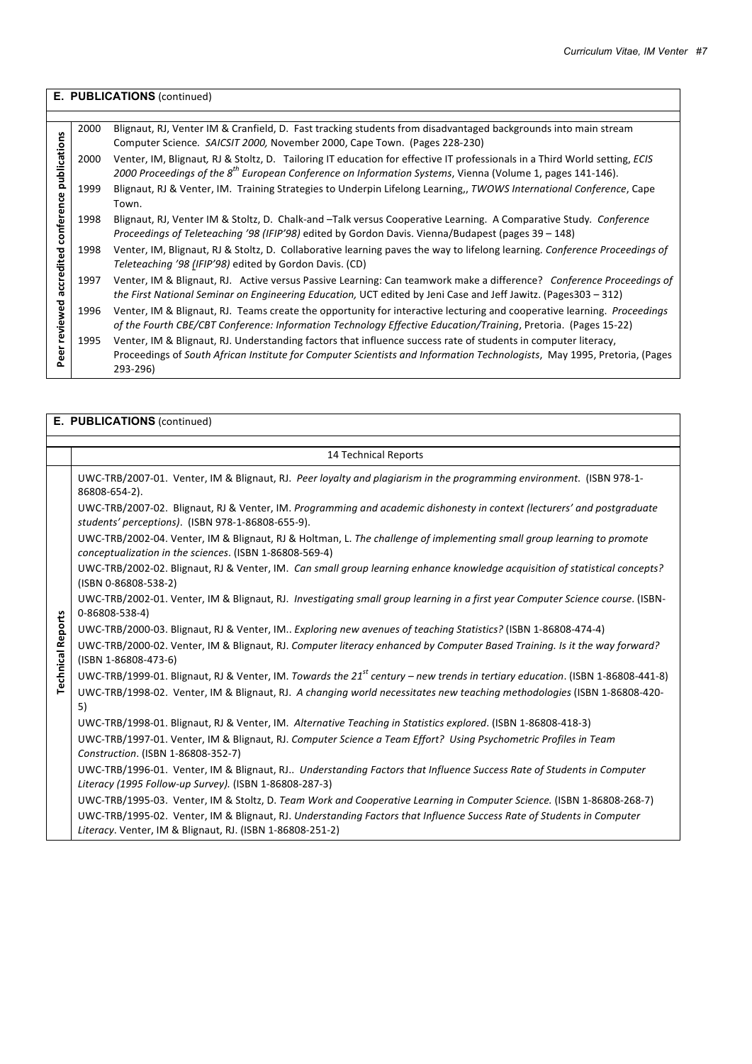## E. PUBLICATIONS (continued)

| Peer reviewed accredited conference publications | | |
|---|---|---|
| | 2000 | Blignaut, RJ, Venter IM & Cranfield, D. Fast tracking students from disadvantaged backgrounds into main stream Computer Science. *SAICSIT 2000,* November 2000, Cape Town. (Pages 228-230) |
| | 2000 | Venter, IM, Blignaut, RJ & Stoltz, D. Tailoring IT education for effective IT professionals in a Third World setting, *ECIS 2000 Proceedings of the 8th European Conference on Information Systems*, Vienna (Volume 1, pages 141-146). |
| | 1999 | Blignaut, RJ & Venter, IM. Training Strategies to Underpin Lifelong Learning,, *TWOWS International Conference*, Cape Town. |
| | 1998 | Blignaut, RJ, Venter IM & Stoltz, D. Chalk-and –Talk versus Cooperative Learning. A Comparative Study. *Conference Proceedings of Teleteaching '98 (IFIP'98)* edited by Gordon Davis. Vienna/Budapest (pages 39 – 148) |
| | 1998 | Venter, IM, Blignaut, RJ & Stoltz, D. Collaborative learning paves the way to lifelong learning. *Conference Proceedings of Teleteaching '98 (IFIP'98)* edited by Gordon Davis. (CD) |
| | 1997 | Venter, IM & Blignaut, RJ. Active versus Passive Learning: Can teamwork make a difference? *Conference Proceedings of the First National Seminar on Engineering Education,* UCT edited by Jeni Case and Jeff Jawitz. (Pages303 – 312) |
| | 1996 | Venter, IM & Blignaut, RJ. Teams create the opportunity for interactive lecturing and cooperative learning. *Proceedings of the Fourth CBE/CBT Conference: Information Technology Effective Education/Training*, Pretoria. (Pages 15-22) |
| | 1995 | Venter, IM & Blignaut, RJ. Understanding factors that influence success rate of students in computer literacy, Proceedings of *South African Institute for Computer Scientists and Information Technologists*, May 1995, Pretoria, (Pages 293-296) |

## E. PUBLICATIONS (continued)

| | 14 Technical Reports |
|---|---|
| Technical Reports | UWC-TRB/2007-01. Venter, IM & Blignaut, RJ. *Peer loyalty and plagiarism in the programming environment.* (ISBN 978-1-86808-654-2). |
| | UWC-TRB/2007-02. Blignaut, RJ & Venter, IM. *Programming and academic dishonesty in context (lecturers' and postgraduate students' perceptions)*. (ISBN 978-1-86808-655-9). |
| | UWC-TRB/2002-04. Venter, IM & Blignaut, RJ & Holtman, L. *The challenge of implementing small group learning to promote conceptualization in the sciences*. (ISBN 1-86808-569-4) |
| | UWC-TRB/2002-02. Blignaut, RJ & Venter, IM. *Can small group learning enhance knowledge acquisition of statistical concepts?* (ISBN 0-86808-538-2) |
| | UWC-TRB/2002-01. Venter, IM & Blignaut, RJ. *Investigating small group learning in a first year Computer Science course*. (ISBN-0-86808-538-4) |
| | UWC-TRB/2000-03. Blignaut, RJ & Venter, IM.. *Exploring new avenues of teaching Statistics?* (ISBN 1-86808-474-4) |
| | UWC-TRB/2000-02. Venter, IM & Blignaut, RJ. *Computer literacy enhanced by Computer Based Training. Is it the way forward?* (ISBN 1-86808-473-6) |
| | UWC-TRB/1999-01. Blignaut, RJ & Venter, IM. *Towards the 21st century – new trends in tertiary education*. (ISBN 1-86808-441-8) |
| | UWC-TRB/1998-02. Venter, IM & Blignaut, RJ. *A changing world necessitates new teaching methodologies* (ISBN 1-86808-420-5) |
| | UWC-TRB/1998-01. Blignaut, RJ & Venter, IM. *Alternative Teaching in Statistics explored*. (ISBN 1-86808-418-3) |
| | UWC-TRB/1997-01. Venter, IM & Blignaut, RJ. *Computer Science a Team Effort? Using Psychometric Profiles in Team Construction*. (ISBN 1-86808-352-7) |
| | UWC-TRB/1996-01. Venter, IM & Blignaut, RJ.. *Understanding Factors that Influence Success Rate of Students in Computer Literacy (1995 Follow-up Survey).* (ISBN 1-86808-287-3) |
| | UWC-TRB/1995-03. Venter, IM & Stoltz, D. *Team Work and Cooperative Learning in Computer Science.* (ISBN 1-86808-268-7) |
| | UWC-TRB/1995-02. Venter, IM & Blignaut, RJ. *Understanding Factors that Influence Success Rate of Students in Computer Literacy*. Venter, IM & Blignaut, RJ. (ISBN 1-86808-251-2) |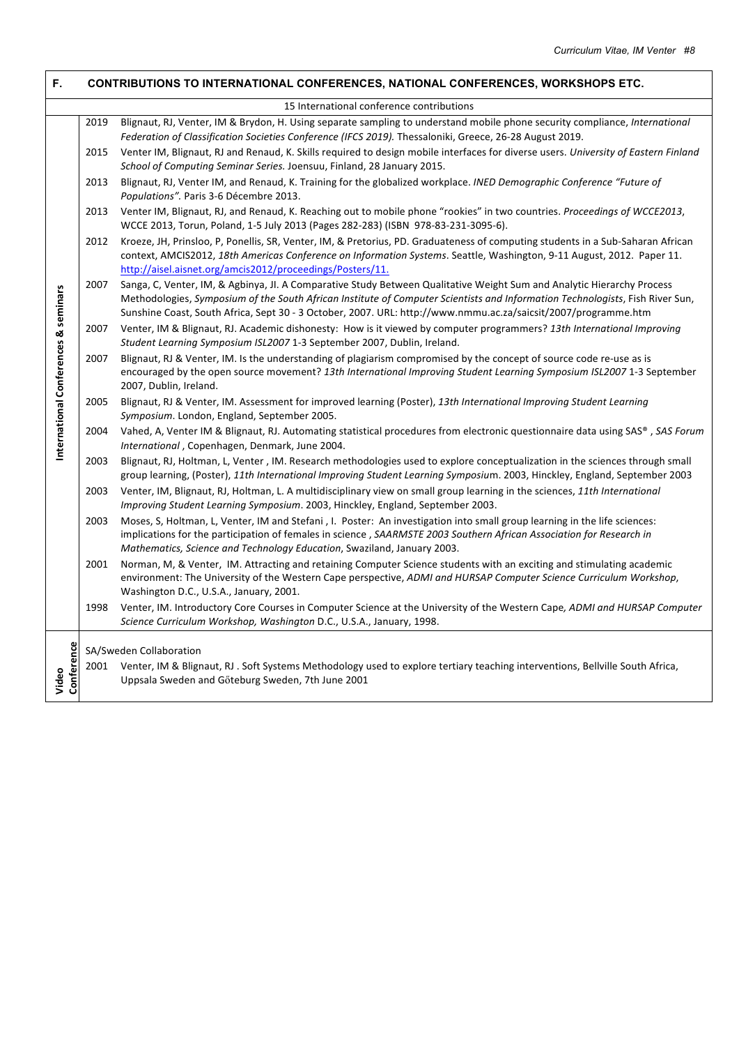## F. CONTRIBUTIONS TO INTERNATIONAL CONFERENCES, NATIONAL CONFERENCES, WORKSHOPS ETC.

### International Conferences & seminars

15 International conference contributions

| Year | Contribution |
|---|---|
| 2019 | Blignaut, RJ, Venter, IM & Brydon, H. Using separate sampling to understand mobile phone security compliance, *International Federation of Classification Societies Conference (IFCS 2019).* Thessaloniki, Greece, 26-28 August 2019. |
| 2015 | Venter IM, Blignaut, RJ and Renaud, K. Skills required to design mobile interfaces for diverse users. *University of Eastern Finland School of Computing Seminar Series.* Joensuu, Finland, 28 January 2015. |
| 2013 | Blignaut, RJ, Venter IM, and Renaud, K. Training for the globalized workplace. *INED Demographic Conference "Future of Populations".* Paris 3-6 Décembre 2013. |
| 2013 | Venter IM, Blignaut, RJ, and Renaud, K. Reaching out to mobile phone "rookies" in two countries. *Proceedings of WCCE2013*, WCCE 2013, Torun, Poland, 1-5 July 2013 (Pages 282-283) (ISBN 978-83-231-3095-6). |
| 2012 | Kroeze, JH, Prinsloo, P, Ponellis, SR, Venter, IM, & Pretorius, PD. Graduateness of computing students in a Sub-Saharan African context, AMCIS2012, *18th Americas Conference on Information Systems*. Seattle, Washington, 9-11 August, 2012. Paper 11. http://aisel.aisnet.org/amcis2012/proceedings/Posters/11. |
| 2007 | Sanga, C, Venter, IM, & Agbinya, JI. A Comparative Study Between Qualitative Weight Sum and Analytic Hierarchy Process Methodologies, *Symposium of the South African Institute of Computer Scientists and Information Technologists*, Fish River Sun, Sunshine Coast, South Africa, Sept 30 - 3 October, 2007. URL: http://www.nmmu.ac.za/saicsit/2007/programme.htm |
| 2007 | Venter, IM & Blignaut, RJ. Academic dishonesty: How is it viewed by computer programmers? *13th International Improving Student Learning Symposium ISL2007* 1-3 September 2007, Dublin, Ireland. |
| 2007 | Blignaut, RJ & Venter, IM. Is the understanding of plagiarism compromised by the concept of source code re-use as is encouraged by the open source movement? *13th International Improving Student Learning Symposium ISL2007* 1-3 September 2007, Dublin, Ireland. |
| 2005 | Blignaut, RJ & Venter, IM. Assessment for improved learning (Poster), *13th International Improving Student Learning Symposium*. London, England, September 2005. |
| 2004 | Vahed, A, Venter IM & Blignaut, RJ. Automating statistical procedures from electronic questionnaire data using SAS®, *SAS Forum International*, Copenhagen, Denmark, June 2004. |
| 2003 | Blignaut, RJ, Holtman, L, Venter, IM. Research methodologies used to explore conceptualization in the sciences through small group learning, (Poster), *11th International Improving Student Learning Symposiu*m. 2003, Hinckley, England, September 2003 |
| 2003 | Venter, IM, Blignaut, RJ, Holtman, L. A multidisciplinary view on small group learning in the sciences, *11th International Improving Student Learning Symposium*. 2003, Hinckley, England, September 2003. |
| 2003 | Moses, S, Holtman, L, Venter, IM and Stefani, I. Poster: An investigation into small group learning in the life sciences: implications for the participation of females in science, *SAARMSTE 2003 Southern African Association for Research in Mathematics, Science and Technology Education*, Swaziland, January 2003. |
| 2001 | Norman, M, & Venter, IM. Attracting and retaining Computer Science students with an exciting and stimulating academic environment: The University of the Western Cape perspective, *ADMI and HURSAP Computer Science Curriculum Workshop*, Washington D.C., U.S.A., January, 2001. |
| 1998 | Venter, IM. Introductory Core Courses in Computer Science at the University of the Western Cape, *ADMI and HURSAP Computer Science Curriculum Workshop, Washington* D.C., U.S.A., January, 1998. |

### Video Conference

SA/Sweden Collaboration

| Year | Contribution |
|---|---|
| 2001 | Venter, IM & Blignaut, RJ. Soft Systems Methodology used to explore tertiary teaching interventions, Bellville South Africa, Uppsala Sweden and Gőteburg Sweden, 7th June 2001 |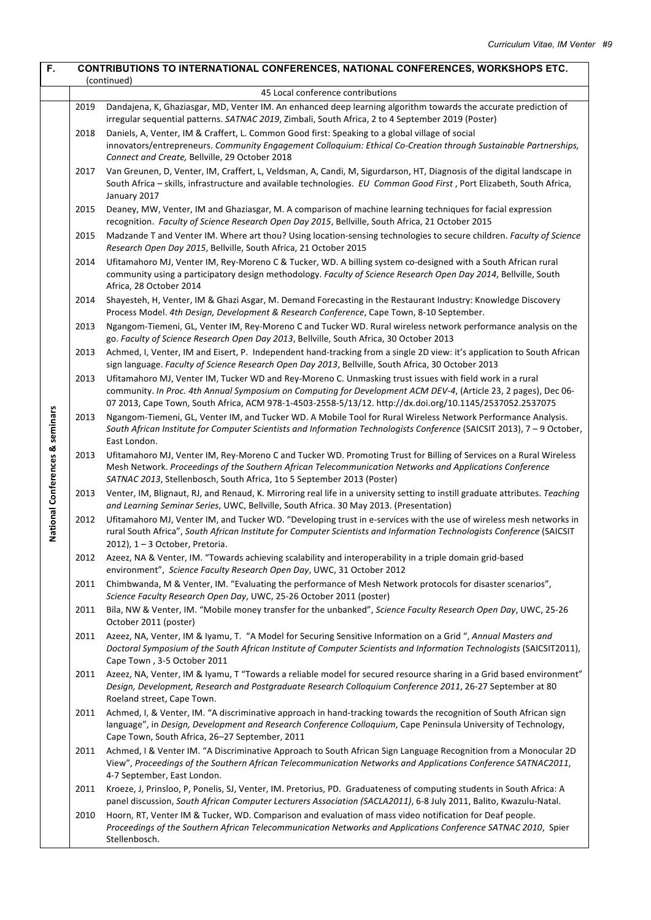## F. CONTRIBUTIONS TO INTERNATIONAL CONFERENCES, NATIONAL CONFERENCES, WORKSHOPS ETC. (continued)

### National Conferences & seminars

45 Local conference contributions

| Year | Contribution |
| --- | --- |
| 2019 | Dandajena, K, Ghaziasgar, MD, Venter IM. An enhanced deep learning algorithm towards the accurate prediction of irregular sequential patterns. *SATNAC 2019*, Zimbali, South Africa, 2 to 4 September 2019 (Poster) |
| 2018 | Daniels, A, Venter, IM & Craffert, L. Common Good first: Speaking to a global village of social innovators/entrepreneurs. *Community Engagement Colloquium: Ethical Co-Creation through Sustainable Partnerships, Connect and Create,* Bellville, 29 October 2018 |
| 2017 | Van Greunen, D, Venter, IM, Craffert, L, Veldsman, A, Candi, M, Sigurdarson, HT, Diagnosis of the digital landscape in South Africa – skills, infrastructure and available technologies. *EU Common Good First* , Port Elizabeth, South Africa, January 2017 |
| 2015 | Deaney, MW, Venter, IM and Ghaziasgar, M. A comparison of machine learning techniques for facial expression recognition. *Faculty of Science Research Open Day 2015*, Bellville, South Africa, 21 October 2015 |
| 2015 | Madzande T and Venter IM. Where art thou? Using location-sensing technologies to secure children. *Faculty of Science Research Open Day 2015*, Bellville, South Africa, 21 October 2015 |
| 2014 | Ufitamahoro MJ, Venter IM, Rey-Moreno C & Tucker, WD. A billing system co-designed with a South African rural community using a participatory design methodology. *Faculty of Science Research Open Day 2014*, Bellville, South Africa, 28 October 2014 |
| 2014 | Shayesteh, H, Venter, IM & Ghazi Asgar, M. Demand Forecasting in the Restaurant Industry: Knowledge Discovery Process Model. *4th Design, Development & Research Conference*, Cape Town, 8-10 September. |
| 2013 | Ngangom-Tiemeni, GL, Venter IM, Rey-Moreno C and Tucker WD. Rural wireless network performance analysis on the go. *Faculty of Science Research Open Day 2013*, Bellville, South Africa, 30 October 2013 |
| 2013 | Achmed, I, Venter, IM and Eisert, P. Independent hand-tracking from a single 2D view: it's application to South African sign language. *Faculty of Science Research Open Day 2013*, Bellville, South Africa, 30 October 2013 |
| 2013 | Ufitamahoro MJ, Venter IM, Tucker WD and Rey-Moreno C. Unmasking trust issues with field work in a rural community. *In Proc. 4th Annual Symposium on Computing for Development ACM DEV-4*, (Article 23, 2 pages), Dec 06-07 2013, Cape Town, South Africa, ACM 978-1-4503-2558-5/13/12. http://dx.doi.org/10.1145/2537052.2537075 |
| 2013 | Ngangom-Tiemeni, GL, Venter IM, and Tucker WD. A Mobile Tool for Rural Wireless Network Performance Analysis. *South African Institute for Computer Scientists and Information Technologists Conference* (SAICSIT 2013), 7 – 9 October, East London. |
| 2013 | Ufitamahoro MJ, Venter IM, Rey-Moreno C and Tucker WD. Promoting Trust for Billing of Services on a Rural Wireless Mesh Network. *Proceedings of the Southern African Telecommunication Networks and Applications Conference SATNAC 2013*, Stellenbosch, South Africa, 1to 5 September 2013 (Poster) |
| 2013 | Venter, IM, Blignaut, RJ, and Renaud, K. Mirroring real life in a university setting to instill graduate attributes. *Teaching and Learning Seminar Series*, UWC, Bellville, South Africa. 30 May 2013. (Presentation) |
| 2012 | Ufitamahoro MJ, Venter IM, and Tucker WD. "Developing trust in e-services with the use of wireless mesh networks in rural South Africa", *South African Institute for Computer Scientists and Information Technologists Conference* (SAICSIT 2012), 1 – 3 October, Pretoria. |
| 2012 | Azeez, NA & Venter, IM. "Towards achieving scalability and interoperability in a triple domain grid-based environment", *Science Faculty Research Open Day*, UWC, 31 October 2012 |
| 2011 | Chimbwanda, M & Venter, IM. "Evaluating the performance of Mesh Network protocols for disaster scenarios", *Science Faculty Research Open Day*, UWC, 25-26 October 2011 (poster) |
| 2011 | Bila, NW & Venter, IM. "Mobile money transfer for the unbanked", *Science Faculty Research Open Day*, UWC, 25-26 October 2011 (poster) |
| 2011 | Azeez, NA, Venter, IM & Iyamu, T. "A Model for Securing Sensitive Information on a Grid ", *Annual Masters and Doctoral Symposium of the South African Institute of Computer Scientists and Information Technologists* (SAICSIT2011), Cape Town , 3-5 October 2011 |
| 2011 | Azeez, NA, Venter, IM & Iyamu, T "Towards a reliable model for secured resource sharing in a Grid based environment" *Design, Development, Research and Postgraduate Research Colloquium Conference 2011*, 26-27 September at 80 Roeland street, Cape Town. |
| 2011 | Achmed, I, & Venter, IM. "A discriminative approach in hand-tracking towards the recognition of South African sign language", in *Design, Development and Research Conference Colloquium*, Cape Peninsula University of Technology, Cape Town, South Africa, 26–27 September, 2011 |
| 2011 | Achmed, I & Venter IM. "A Discriminative Approach to South African Sign Language Recognition from a Monocular 2D View", *Proceedings of the Southern African Telecommunication Networks and Applications Conference SATNAC2011*, 4-7 September, East London. |
| 2011 | Kroeze, J, Prinsloo, P, Ponelis, SJ, Venter, IM. Pretorius, PD. Graduateness of computing students in South Africa: A panel discussion, *South African Computer Lecturers Association (SACLA2011)*, 6-8 July 2011, Balito, Kwazulu-Natal. |
| 2010 | Hoorn, RT, Venter IM & Tucker, WD. Comparison and evaluation of mass video notification for Deaf people. *Proceedings of the Southern African Telecommunication Networks and Applications Conference SATNAC 2010*, Spier Stellenbosch. |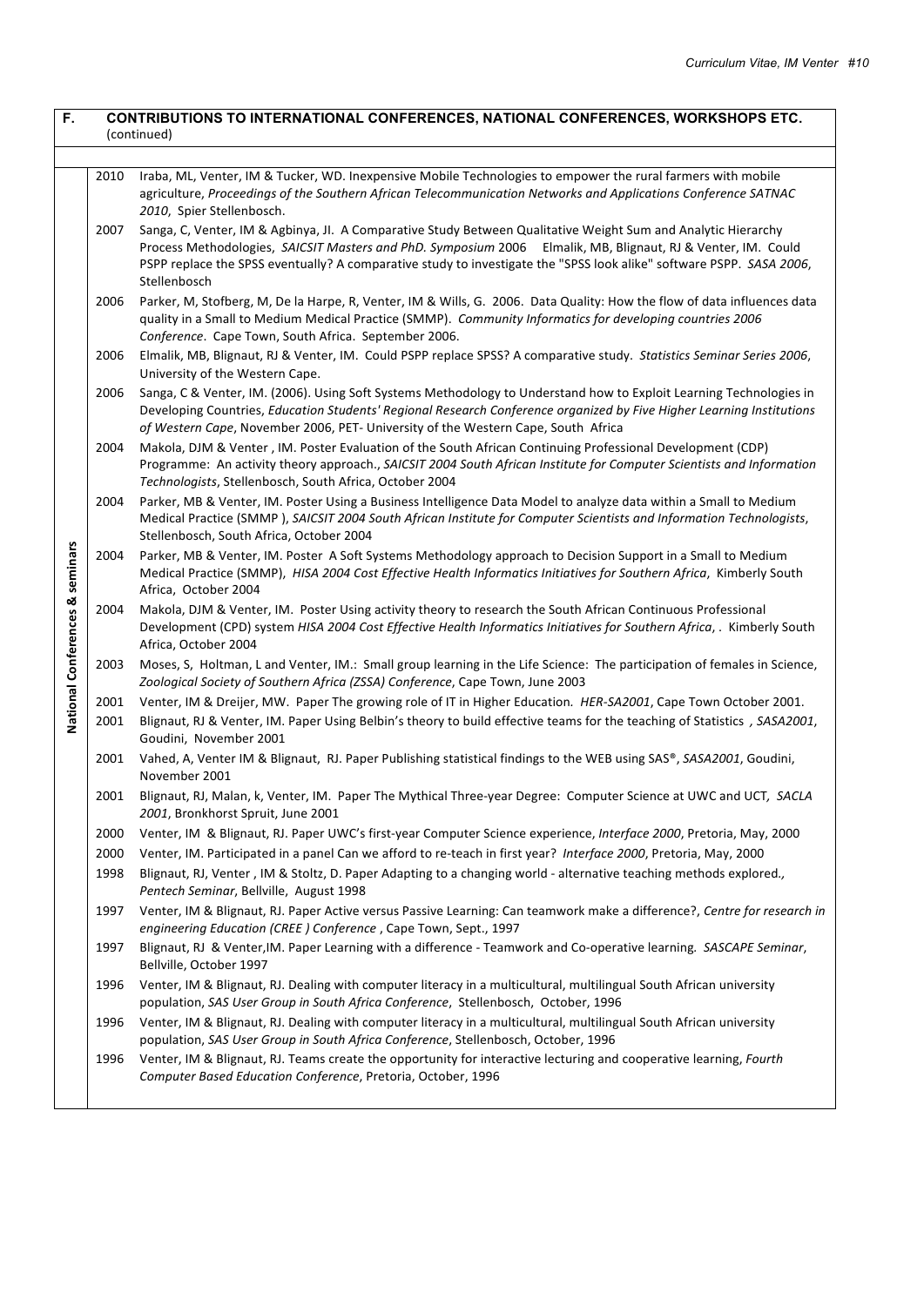## F. CONTRIBUTIONS TO INTERNATIONAL CONFERENCES, NATIONAL CONFERENCES, WORKSHOPS ETC. (continued)

### National Conferences & seminars

| Year | Contribution |
|---|---|
| 2010 | Iraba, ML, Venter, IM & Tucker, WD. Inexpensive Mobile Technologies to empower the rural farmers with mobile agriculture, *Proceedings of the Southern African Telecommunication Networks and Applications Conference SATNAC 2010*, Spier Stellenbosch. |
| 2007 | Sanga, C, Venter, IM & Agbinya, JI. A Comparative Study Between Qualitative Weight Sum and Analytic Hierarchy Process Methodologies, *SAICSIT Masters and PhD. Symposium* 2006 Elmalik, MB, Blignaut, RJ & Venter, IM. Could PSPP replace the SPSS eventually? A comparative study to investigate the "SPSS look alike" software PSPP. *SASA 2006*, Stellenbosch |
| 2006 | Parker, M, Stofberg, M, De la Harpe, R, Venter, IM & Wills, G. 2006. Data Quality: How the flow of data influences data quality in a Small to Medium Medical Practice (SMMP). *Community Informatics for developing countries 2006 Conference*. Cape Town, South Africa. September 2006. |
| 2006 | Elmalik, MB, Blignaut, RJ & Venter, IM. Could PSPP replace SPSS? A comparative study. *Statistics Seminar Series 2006*, University of the Western Cape. |
| 2006 | Sanga, C & Venter, IM. (2006). Using Soft Systems Methodology to Understand how to Exploit Learning Technologies in Developing Countries, *Education Students' Regional Research Conference organized by Five Higher Learning Institutions of Western Cape*, November 2006, PET- University of the Western Cape, South Africa |
| 2004 | Makola, DJM & Venter , IM. Poster Evaluation of the South African Continuing Professional Development (CDP) Programme: An activity theory approach., *SAICSIT 2004 South African Institute for Computer Scientists and Information Technologists*, Stellenbosch, South Africa, October 2004 |
| 2004 | Parker, MB & Venter, IM. Poster Using a Business Intelligence Data Model to analyze data within a Small to Medium Medical Practice (SMMP ), *SAICSIT 2004 South African Institute for Computer Scientists and Information Technologists*, Stellenbosch, South Africa, October 2004 |
| 2004 | Parker, MB & Venter, IM. Poster A Soft Systems Methodology approach to Decision Support in a Small to Medium Medical Practice (SMMP), *HISA 2004 Cost Effective Health Informatics Initiatives for Southern Africa*, Kimberly South Africa, October 2004 |
| 2004 | Makola, DJM & Venter, IM. Poster Using activity theory to research the South African Continuous Professional Development (CPD) system *HISA 2004 Cost Effective Health Informatics Initiatives for Southern Africa*, . Kimberly South Africa, October 2004 |
| 2003 | Moses, S, Holtman, L and Venter, IM.: Small group learning in the Life Science: The participation of females in Science, *Zoological Society of Southern Africa (ZSSA) Conference*, Cape Town, June 2003 |
| 2001 | Venter, IM & Dreijer, MW. Paper The growing role of IT in Higher Education. *HER-SA2001*, Cape Town October 2001. |
| 2001 | Blignaut, RJ & Venter, IM. Paper Using Belbin's theory to build effective teams for the teaching of Statistics *, SASA2001*, Goudini, November 2001 |
| 2001 | Vahed, A, Venter IM & Blignaut, RJ. Paper Publishing statistical findings to the WEB using SAS®, *SASA2001*, Goudini, November 2001 |
| 2001 | Blignaut, RJ, Malan, k, Venter, IM. Paper The Mythical Three-year Degree: Computer Science at UWC and UCT, *SACLA 2001*, Bronkhorst Spruit, June 2001 |
| 2000 | Venter, IM & Blignaut, RJ. Paper UWC's first-year Computer Science experience, *Interface 2000*, Pretoria, May, 2000 |
| 2000 | Venter, IM. Participated in a panel Can we afford to re-teach in first year? *Interface 2000*, Pretoria, May, 2000 |
| 1998 | Blignaut, RJ, Venter , IM & Stoltz, D. Paper Adapting to a changing world - alternative teaching methods explored.*, Pentech Seminar*, Bellville, August 1998 |
| 1997 | Venter, IM & Blignaut, RJ. Paper Active versus Passive Learning: Can teamwork make a difference?, *Centre for research in engineering Education (CREE ) Conference* , Cape Town, Sept., 1997 |
| 1997 | Blignaut, RJ & Venter,IM. Paper Learning with a difference - Teamwork and Co-operative learning. *SASCAPE Seminar*, Bellville, October 1997 |
| 1996 | Venter, IM & Blignaut, RJ. Dealing with computer literacy in a multicultural, multilingual South African university population, *SAS User Group in South Africa Conference*, Stellenbosch, October, 1996 |
| 1996 | Venter, IM & Blignaut, RJ. Dealing with computer literacy in a multicultural, multilingual South African university population, *SAS User Group in South Africa Conference*, Stellenbosch, October, 1996 |
| 1996 | Venter, IM & Blignaut, RJ. Teams create the opportunity for interactive lecturing and cooperative learning, *Fourth Computer Based Education Conference*, Pretoria, October, 1996 |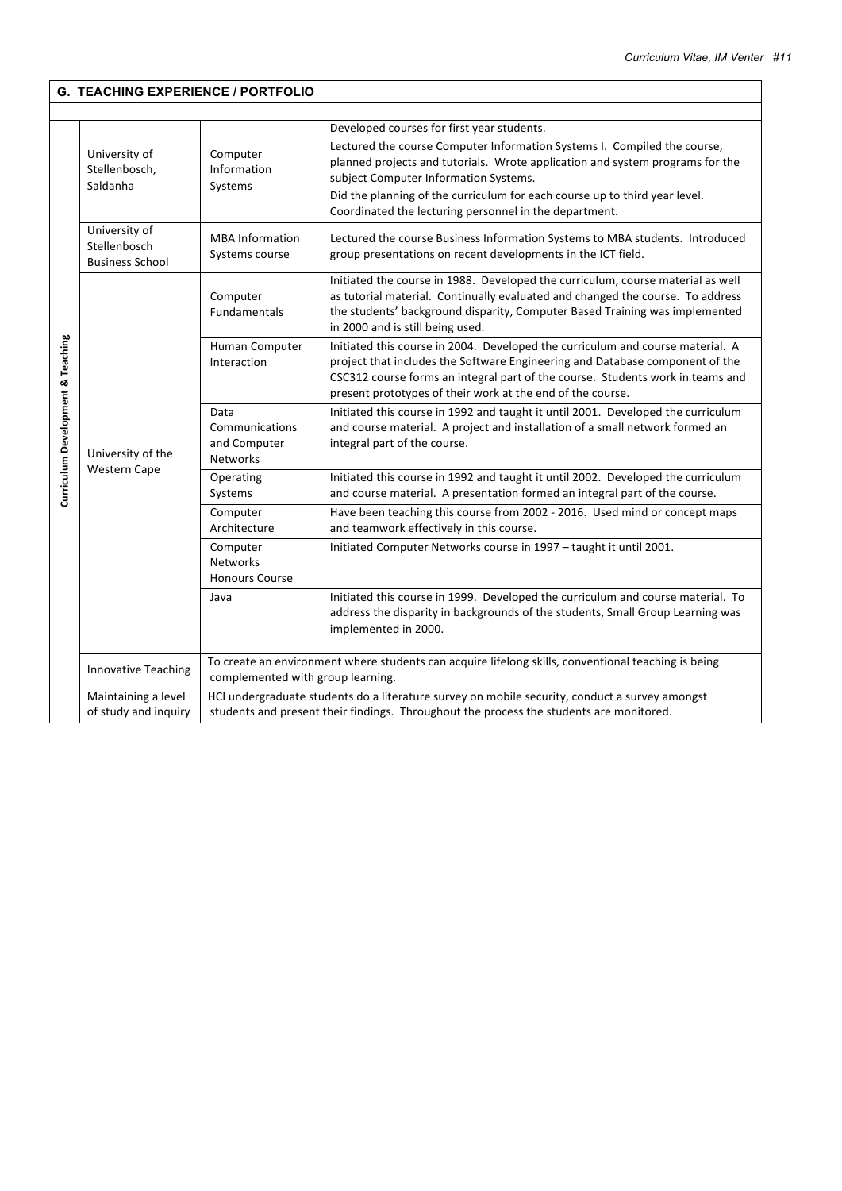## G. TEACHING EXPERIENCE / PORTFOLIO

| | Institution | Course | Description |
|---|---|---|---|
| Curriculum Development & Teaching | University of Stellenbosch, Saldanha | Computer Information Systems | Developed courses for first year students. Lectured the course Computer Information Systems I. Compiled the course, planned projects and tutorials. Wrote application and system programs for the subject Computer Information Systems. Did the planning of the curriculum for each course up to third year level. Coordinated the lecturing personnel in the department. |
| | University of Stellenbosch Business School | MBA Information Systems course | Lectured the course Business Information Systems to MBA students. Introduced group presentations on recent developments in the ICT field. |
| | University of the Western Cape | Computer Fundamentals | Initiated the course in 1988. Developed the curriculum, course material as well as tutorial material. Continually evaluated and changed the course. To address the students' background disparity, Computer Based Training was implemented in 2000 and is still being used. |
| | | Human Computer Interaction | Initiated this course in 2004. Developed the curriculum and course material. A project that includes the Software Engineering and Database component of the CSC312 course forms an integral part of the course. Students work in teams and present prototypes of their work at the end of the course. |
| | | Data Communications and Computer Networks | Initiated this course in 1992 and taught it until 2001. Developed the curriculum and course material. A project and installation of a small network formed an integral part of the course. |
| | | Operating Systems | Initiated this course in 1992 and taught it until 2002. Developed the curriculum and course material. A presentation formed an integral part of the course. |
| | | Computer Architecture | Have been teaching this course from 2002 - 2016. Used mind or concept maps and teamwork effectively in this course. |
| | | Computer Networks Honours Course | Initiated Computer Networks course in 1997 – taught it until 2001. |
| | | Java | Initiated this course in 1999. Developed the curriculum and course material. To address the disparity in backgrounds of the students, Small Group Learning was implemented in 2000. |
| | Innovative Teaching | To create an environment where students can acquire lifelong skills, conventional teaching is being complemented with group learning. | |
| | Maintaining a level of study and inquiry | HCI undergraduate students do a literature survey on mobile security, conduct a survey amongst students and present their findings. Throughout the process the students are monitored. | |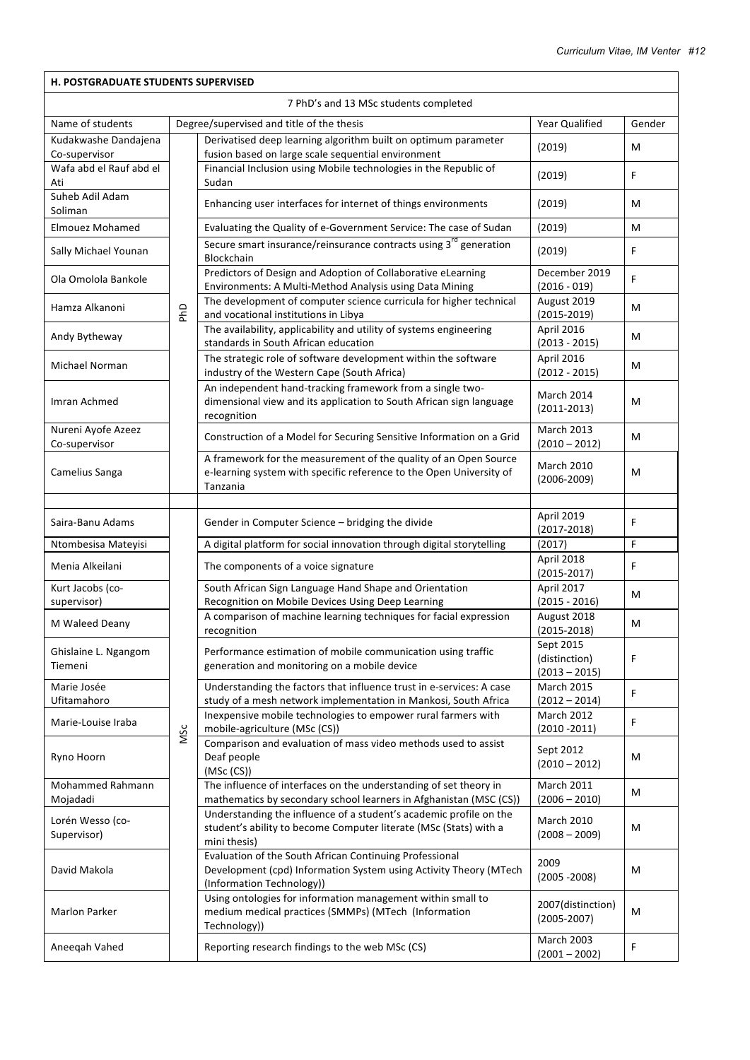## H. POSTGRADUATE STUDENTS SUPERVISED

7 PhD's and 13 MSc students completed

| Name of students | Degree/supervised and title of the thesis | | Year Qualified | Gender |
|---|---|---|---|---|
| Kudakwashe Dandajena Co-supervisor | PhD | Derivatised deep learning algorithm built on optimum parameter fusion based on large scale sequential environment | (2019) | M |
| Wafa abd el Rauf abd el Ati | | Financial Inclusion using Mobile technologies in the Republic of Sudan | (2019) | F |
| Suheb Adil Adam Soliman | | Enhancing user interfaces for internet of things environments | (2019) | M |
| Elmouez Mohamed | | Evaluating the Quality of e-Government Service: The case of Sudan | (2019) | M |
| Sally Michael Younan | | Secure smart insurance/reinsurance contracts using 3rd generation Blockchain | (2019) | F |
| Ola Omolola Bankole | | Predictors of Design and Adoption of Collaborative eLearning Environments: A Multi-Method Analysis using Data Mining | December 2019 (2016 - 019) | F |
| Hamza Alkanoni | | The development of computer science curricula for higher technical and vocational institutions in Libya | August 2019 (2015-2019) | M |
| Andy Bytheway | | The availability, applicability and utility of systems engineering standards in South African education | April 2016 (2013 - 2015) | M |
| Michael Norman | | The strategic role of software development within the software industry of the Western Cape (South Africa) | April 2016 (2012 - 2015) | M |
| Imran Achmed | | An independent hand-tracking framework from a single two-dimensional view and its application to South African sign language recognition | March 2014 (2011-2013) | M |
| Nureni Ayofe Azeez Co-supervisor | | Construction of a Model for Securing Sensitive Information on a Grid | March 2013 (2010 – 2012) | M |
| Camelius Sanga | | A framework for the measurement of the quality of an Open Source e-learning system with specific reference to the Open University of Tanzania | March 2010 (2006-2009) | M |
| | | | | |
| Saira-Banu Adams | MSc | Gender in Computer Science – bridging the divide | April 2019 (2017-2018) | F |
| Ntombesisa Mateyisi | | A digital platform for social innovation through digital storytelling | (2017) | F |
| Menia Alkeilani | | The components of a voice signature | April 2018 (2015-2017) | F |
| Kurt Jacobs (co-supervisor) | | South African Sign Language Hand Shape and Orientation Recognition on Mobile Devices Using Deep Learning | April 2017 (2015 - 2016) | M |
| M Waleed Deany | | A comparison of machine learning techniques for facial expression recognition | August 2018 (2015-2018) | M |
| Ghislaine L. Ngangom Tiemeni | | Performance estimation of mobile communication using traffic generation and monitoring on a mobile device | Sept 2015 (distinction) (2013 – 2015) | F |
| Marie Josée Ufitamahoro | | Understanding the factors that influence trust in e-services: A case study of a mesh network implementation in Mankosi, South Africa | March 2015 (2012 – 2014) | F |
| Marie-Louise Iraba | | Inexpensive mobile technologies to empower rural farmers with mobile-agriculture (MSc (CS)) | March 2012 (2010 -2011) | F |
| Ryno Hoorn | | Comparison and evaluation of mass video methods used to assist Deaf people (MSc (CS)) | Sept 2012 (2010 – 2012) | M |
| Mohammed Rahmann Mojadadi | | The influence of interfaces on the understanding of set theory in mathematics by secondary school learners in Afghanistan (MSC (CS)) | March 2011 (2006 – 2010) | M |
| Lorén Wesso (co-Supervisor) | | Understanding the influence of a student's academic profile on the student's ability to become Computer literate (MSc (Stats) with a mini thesis) | March 2010 (2008 – 2009) | M |
| David Makola | | Evaluation of the South African Continuing Professional Development (cpd) Information System using Activity Theory (MTech (Information Technology)) | 2009 (2005 -2008) | M |
| Marlon Parker | | Using ontologies for information management within small to medium medical practices (SMMPs) (MTech (Information Technology)) | 2007(distinction) (2005-2007) | M |
| Aneeqah Vahed | | Reporting research findings to the web MSc (CS) | March 2003 (2001 – 2002) | F |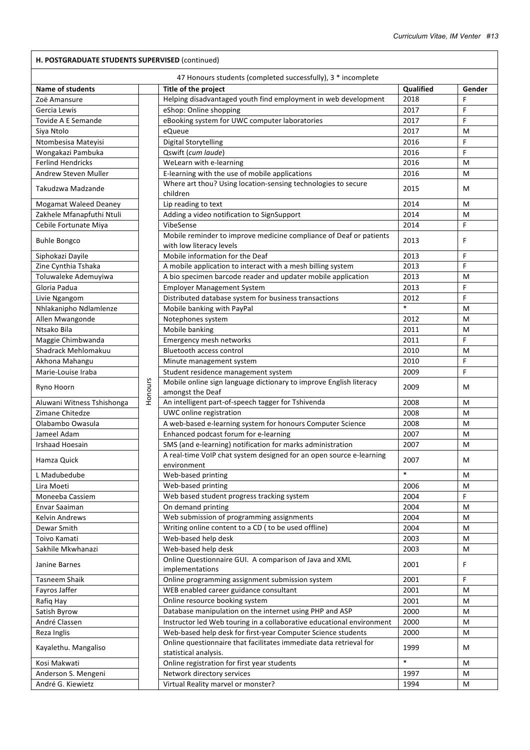**H. POSTGRADUATE STUDENTS SUPERVISED** (continued)

47 Honours students (completed successfully), 3 * incomplete

| Name of students | | Title of the project | Qualified | Gender |
|---|---|---|---|---|
| Zoë Amansure | Honours | Helping disadvantaged youth find employment in web development | 2018 | F |
| Gercia Lewis | | eShop: Online shopping | 2017 | F |
| Tovide A E Semande | | eBooking system for UWC computer laboratories | 2017 | F |
| Siya Ntolo | | eQueue | 2017 | M |
| Ntombesisa Mateyisi | | Digital Storytelling | 2016 | F |
| Wongakazi Pambuka | | Qswift (*cum laude*) | 2016 | F |
| Ferlind Hendricks | | WeLearn with e-learning | 2016 | M |
| Andrew Steven Muller | | E-learning with the use of mobile applications | 2016 | M |
| Takudzwa Madzande | | Where art thou? Using location-sensing technologies to secure children | 2015 | M |
| Mogamat Waleed Deaney | | Lip reading to text | 2014 | M |
| Zakhele Mfanapfuthi Ntuli | | Adding a video notification to SignSupport | 2014 | M |
| Cebile Fortunate Miya | | VibeSense | 2014 | F |
| Buhle Bongco | | Mobile reminder to improve medicine compliance of Deaf or patients with low literacy levels | 2013 | F |
| Siphokazi Dayile | | Mobile information for the Deaf | 2013 | F |
| Zine Cynthia Tshaka | | A mobile application to interact with a mesh billing system | 2013 | F |
| Toluwaleke Ademuyiwa | | A bio specimen barcode reader and updater mobile application | 2013 | M |
| Gloria Padua | | Employer Management System | 2013 | F |
| Livie Ngangom | | Distributed database system for business transactions | 2012 | F |
| Nhlakanipho Ndlamlenze | | Mobile banking with PayPal | * | M |
| Allen Mwangonde | | Notephones system | 2012 | M |
| Ntsako Bila | | Mobile banking | 2011 | M |
| Maggie Chimbwanda | | Emergency mesh networks | 2011 | F |
| Shadrack Mehlomakuu | | Bluetooth access control | 2010 | M |
| Akhona Mahangu | | Minute management system | 2010 | F |
| Marie-Louise Iraba | | Student residence management system | 2009 | F |
| Ryno Hoorn | | Mobile online sign language dictionary to improve English literacy amongst the Deaf | 2009 | M |
| Aluwani Witness Tshishonga | | An intelligent part-of-speech tagger for Tshivenda | 2008 | M |
| Zimane Chitedze | | UWC online registration | 2008 | M |
| Olabambo Owasula | | A web-based e-learning system for honours Computer Science | 2008 | M |
| Jameel Adam | | Enhanced podcast forum for e-learning | 2007 | M |
| Irshaad Hoesain | | SMS (and e-learning) notification for marks administration | 2007 | M |
| Hamza Quick | | A real-time VoIP chat system designed for an open source e-learning environment | 2007 | M |
| L Madubedube | | Web-based printing | * | M |
| Lira Moeti | | Web-based printing | 2006 | M |
| Moneeba Cassiem | | Web based student progress tracking system | 2004 | F |
| Envar Saaiman | | On demand printing | 2004 | M |
| Kelvin Andrews | | Web submission of programming assignments | 2004 | M |
| Dewar Smith | | Writing online content to a CD ( to be used offline) | 2004 | M |
| Toivo Kamati | | Web-based help desk | 2003 | M |
| Sakhile Mkwhanazi | | Web-based help desk | 2003 | M |
| Janine Barnes | | Online Questionnaire GUI. A comparison of Java and XML implementations | 2001 | F |
| Tasneem Shaik | | Online programming assignment submission system | 2001 | F |
| Fayros Jaffer | | WEB enabled career guidance consultant | 2001 | M |
| Rafiq Hay | | Online resource booking system | 2001 | M |
| Satish Byrow | | Database manipulation on the internet using PHP and ASP | 2000 | M |
| André Classen | | Instructor led Web touring in a collaborative educational environment | 2000 | M |
| Reza Inglis | | Web-based help desk for first-year Computer Science students | 2000 | M |
| Kayalethu. Mangaliso | | Online questionnaire that facilitates immediate data retrieval for statistical analysis. | 1999 | M |
| Kosi Makwati | | Online registration for first year students | * | M |
| Anderson S. Mengeni | | Network directory services | 1997 | M |
| André G. Kiewietz | | Virtual Reality marvel or monster? | 1994 | M |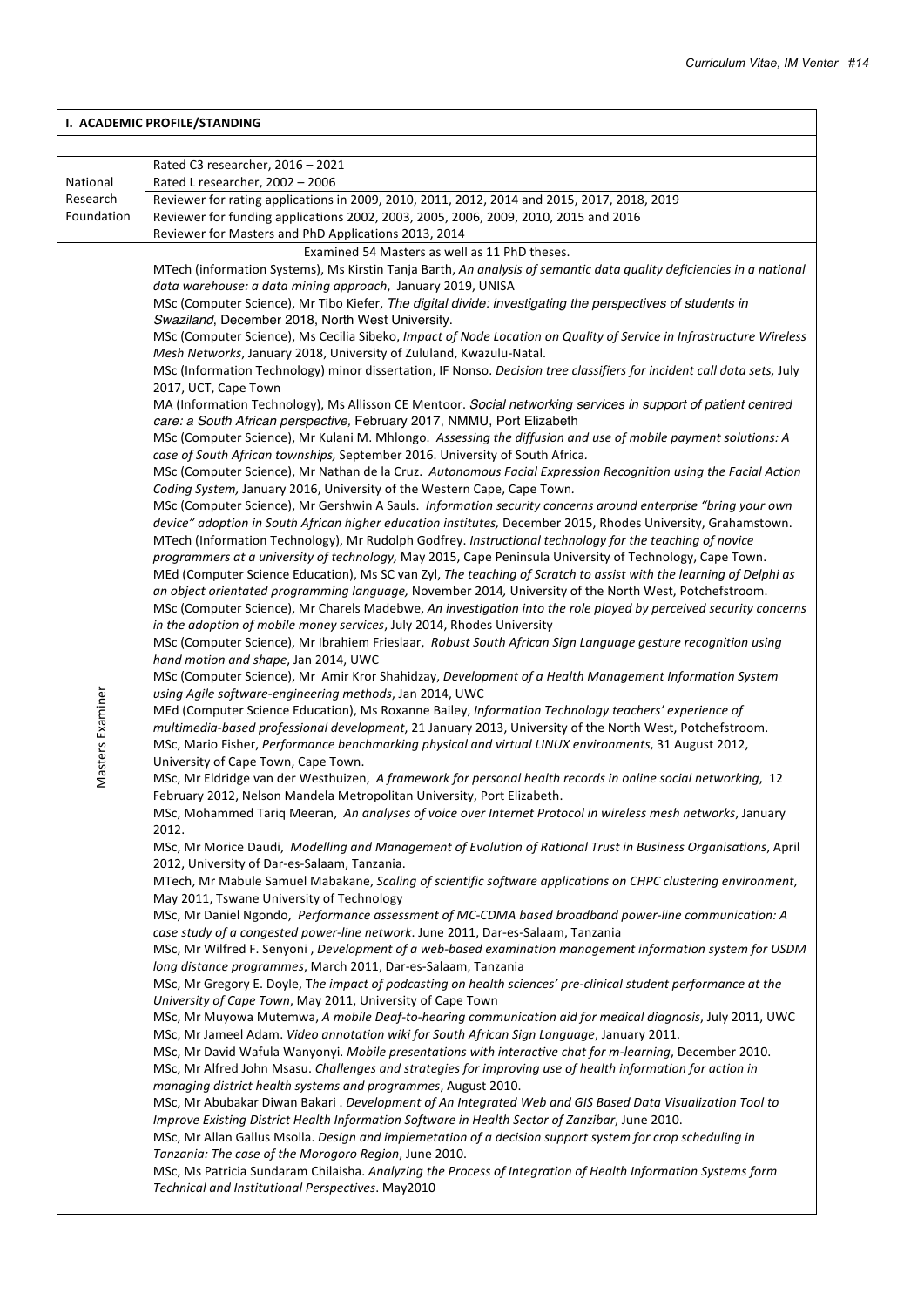| I. ACADEMIC PROFILE/STANDING | |
|---|---|
| National Research Foundation | Rated C3 researcher, 2016 – 2021<br>Rated L researcher, 2002 – 2006<br>Reviewer for rating applications in 2009, 2010, 2011, 2012, 2014 and 2015, 2017, 2018, 2019<br>Reviewer for funding applications 2002, 2003, 2005, 2006, 2009, 2010, 2015 and 2016<br>Reviewer for Masters and PhD Applications 2013, 2014 |
| | Examined 54 Masters as well as 11 PhD theses. |
| Masters Examiner | MTech (information Systems), Ms Kirstin Tanja Barth, *An analysis of semantic data quality deficiencies in a national data warehouse: a data mining approach*, January 2019, UNISA<br>MSc (Computer Science), Mr Tibo Kiefer, *The digital divide: investigating the perspectives of students in Swaziland*, December 2018, North West University.<br>MSc (Computer Science), Ms Cecilia Sibeko, *Impact of Node Location on Quality of Service in Infrastructure Wireless Mesh Networks*, January 2018, University of Zululand, Kwazulu-Natal.<br>MSc (Information Technology) minor dissertation, IF Nonso. *Decision tree classifiers for incident call data sets,* July 2017, UCT, Cape Town<br>MA (Information Technology), Ms Allisson CE Mentoor. *Social networking services in support of patient centred care: a South African perspective*, February 2017, NMMU, Port Elizabeth<br>MSc (Computer Science), Mr Kulani M. Mhlongo. *Assessing the diffusion and use of mobile payment solutions: A case of South African townships,* September 2016. University of South Africa.<br>MSc (Computer Science), Mr Nathan de la Cruz. *Autonomous Facial Expression Recognition using the Facial Action Coding System,* January 2016, University of the Western Cape, Cape Town.<br>MSc (Computer Science), Mr Gershwin A Sauls. *Information security concerns around enterprise "bring your own device" adoption in South African higher education institutes,* December 2015, Rhodes University, Grahamstown.<br>MTech (Information Technology), Mr Rudolph Godfrey. *Instructional technology for the teaching of novice programmers at a university of technology,* May 2015, Cape Peninsula University of Technology, Cape Town.<br>MEd (Computer Science Education), Ms SC van Zyl, *The teaching of Scratch to assist with the learning of Delphi as an object orientated programming language,* November 2014*,* University of the North West, Potchefstroom.<br>MSc (Computer Science), Mr Charels Madebwe, *An investigation into the role played by perceived security concerns in the adoption of mobile money services*, July 2014, Rhodes University<br>MSc (Computer Science), Mr Ibrahiem Frieslaar, *Robust South African Sign Language gesture recognition using hand motion and shape*, Jan 2014, UWC<br>MSc (Computer Science), Mr Amir Kror Shahidzay, *Development of a Health Management Information System using Agile software-engineering methods*, Jan 2014, UWC<br>MEd (Computer Science Education), Ms Roxanne Bailey, *Information Technology teachers' experience of multimedia-based professional development*, 21 January 2013, University of the North West, Potchefstroom.<br>MSc, Mario Fisher, *Performance benchmarking physical and virtual LINUX environments*, 31 August 2012, University of Cape Town, Cape Town.<br>MSc, Mr Eldridge van der Westhuizen, *A framework for personal health records in online social networking*, 12 February 2012, Nelson Mandela Metropolitan University, Port Elizabeth.<br>MSc, Mohammed Tariq Meeran, *An analyses of voice over Internet Protocol in wireless mesh networks*, January 2012.<br>MSc, Mr Morice Daudi, *Modelling and Management of Evolution of Rational Trust in Business Organisations*, April 2012, University of Dar-es-Salaam, Tanzania.<br>MTech, Mr Mabule Samuel Mabakane, *Scaling of scientific software applications on CHPC clustering environment*, May 2011, Tswane University of Technology<br>MSc, Mr Daniel Ngondo, *Performance assessment of MC-CDMA based broadband power-line communication: A case study of a congested power-line network*. June 2011, Dar-es-Salaam, Tanzania<br>MSc, Mr Wilfred F. Senyoni , *Development of a web-based examination management information system for USDM long distance programmes*, March 2011, Dar-es-Salaam, Tanzania<br>MSc, Mr Gregory E. Doyle, *The impact of podcasting on health sciences' pre-clinical student performance at the University of Cape Town*, May 2011, University of Cape Town<br>MSc, Mr Muyowa Mutemwa, *A mobile Deaf-to-hearing communication aid for medical diagnosis*, July 2011, UWC<br>MSc, Mr Jameel Adam. *Video annotation wiki for South African Sign Language*, January 2011.<br>MSc, Mr David Wafula Wanyonyi. *Mobile presentations with interactive chat for m-learning*, December 2010.<br>MSc, Mr Alfred John Msasu. *Challenges and strategies for improving use of health information for action in managing district health systems and programmes*, August 2010.<br>MSc, Mr Abubakar Diwan Bakari . *Development of An Integrated Web and GIS Based Data Visualization Tool to Improve Existing District Health Information Software in Health Sector of Zanzibar*, June 2010.<br>MSc, Mr Allan Gallus Msolla. *Design and implemetation of a decision support system for crop scheduling in Tanzania: The case of the Morogoro Region*, June 2010.<br>MSc, Ms Patricia Sundaram Chilaisha. *Analyzing the Process of Integration of Health Information Systems form Technical and Institutional Perspectives*. May2010 |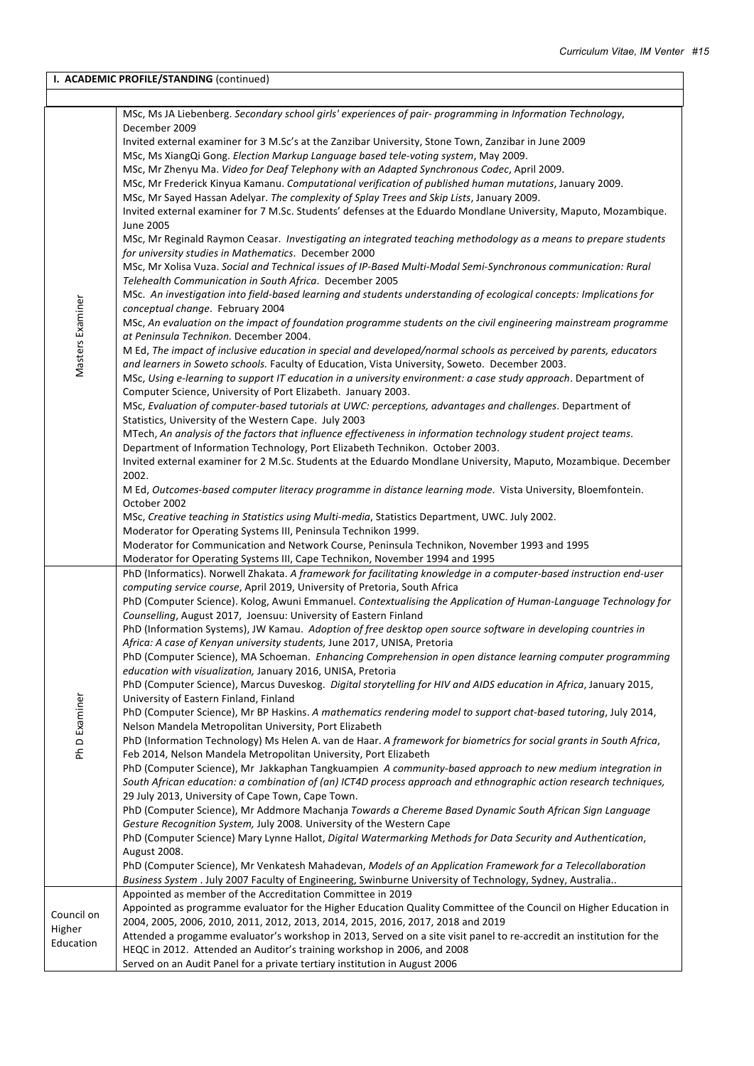| **I. ACADEMIC PROFILE/STANDING** (continued) | |
|---|---|
| Masters Examiner | MSc, Ms JA Liebenberg. *Secondary school girls' experiences of pair- programming in Information Technology*, December 2009<br>Invited external examiner for 3 M.Sc's at the Zanzibar University, Stone Town, Zanzibar in June 2009<br>MSc, Ms XiangQi Gong. *Election Markup Language based tele-voting system*, May 2009.<br>MSc, Mr Zhenyu Ma. *Video for Deaf Telephony with an Adapted Synchronous Codec*, April 2009.<br>MSc, Mr Frederick Kinyua Kamanu. *Computational verification of published human mutations*, January 2009.<br>MSc, Mr Sayed Hassan Adelyar. *The complexity of Splay Trees and Skip Lists*, January 2009.<br>Invited external examiner for 7 M.Sc. Students' defenses at the Eduardo Mondlane University, Maputo, Mozambique. June 2005<br>MSc, Mr Reginald Raymon Ceasar. *Investigating an integrated teaching methodology as a means to prepare students for university studies in Mathematics*. December 2000<br>MSc, Mr Xolisa Vuza. *Social and Technical issues of IP-Based Multi-Modal Semi-Synchronous communication: Rural Telehealth Communication in South Africa*. December 2005<br>MSc. *An investigation into field-based learning and students understanding of ecological concepts: Implications for conceptual change*. February 2004<br>MSc, *An evaluation on the impact of foundation programme students on the civil engineering mainstream programme at Peninsula Technikon.* December 2004.<br>M Ed, *The impact of inclusive education in special and developed/normal schools as perceived by parents, educators and learners in Soweto schools.* Faculty of Education, Vista University, Soweto. December 2003.<br>MSc, *Using e-learning to support IT education in a university environment: a case study approach*. Department of Computer Science, University of Port Elizabeth. January 2003.<br>MSc, *Evaluation of computer-based tutorials at UWC: perceptions, advantages and challenges*. Department of Statistics, University of the Western Cape. July 2003<br>MTech, *An analysis of the factors that influence effectiveness in information technology student project teams*. Department of Information Technology, Port Elizabeth Technikon. October 2003.<br>Invited external examiner for 2 M.Sc. Students at the Eduardo Mondlane University, Maputo, Mozambique. December 2002.<br>M Ed, *Outcomes-based computer literacy programme in distance learning mode*. Vista University, Bloemfontein. October 2002<br>MSc, *Creative teaching in Statistics using Multi-media*, Statistics Department, UWC. July 2002.<br>Moderator for Operating Systems III, Peninsula Technikon 1999.<br>Moderator for Communication and Network Course, Peninsula Technikon, November 1993 and 1995<br>Moderator for Operating Systems III, Cape Technikon, November 1994 and 1995 |
| Ph D Examiner | PhD (Informatics). Norwell Zhakata. *A framework for facilitating knowledge in a computer-based instruction end-user computing service course*, April 2019, University of Pretoria, South Africa<br>PhD (Computer Science). Kolog, Awuni Emmanuel. *Contextualising the Application of Human-Language Technology for Counselling*, August 2017, Joensuu: University of Eastern Finland<br>PhD (Information Systems), JW Kamau. *Adoption of free desktop open source software in developing countries in Africa: A case of Kenyan university students,* June 2017, UNISA, Pretoria<br>PhD (Computer Science), MA Schoeman. *Enhancing Comprehension in open distance learning computer programming education with visualization,* January 2016, UNISA, Pretoria<br>PhD (Computer Science), Marcus Duveskog. *Digital storytelling for HIV and AIDS education in Africa*, January 2015, University of Eastern Finland, Finland<br>PhD (Computer Science), Mr BP Haskins. *A mathematics rendering model to support chat-based tutoring*, July 2014, Nelson Mandela Metropolitan University, Port Elizabeth<br>PhD (Information Technology) Ms Helen A. van de Haar. *A framework for biometrics for social grants in South Africa*, Feb 2014, Nelson Mandela Metropolitan University, Port Elizabeth<br>PhD (Computer Science), Mr Jakkaphan Tangkuampien *A community-based approach to new medium integration in South African education: a combination of (an) ICT4D process approach and ethnographic action research techniques,* 29 July 2013, University of Cape Town, Cape Town.<br>PhD (Computer Science), Mr Addmore Machanja *Towards a Chereme Based Dynamic South African Sign Language Gesture Recognition System,* July 2008*.* University of the Western Cape<br>PhD (Computer Science) Mary Lynne Hallot, *Digital Watermarking Methods for Data Security and Authentication*, August 2008.<br>PhD (Computer Science), Mr Venkatesh Mahadevan, *Models of an Application Framework for a Telecollaboration Business System* . July 2007 Faculty of Engineering, Swinburne University of Technology, Sydney, Australia.. |
| Council on Higher Education | Appointed as member of the Accreditation Committee in 2019<br>Appointed as programme evaluator for the Higher Education Quality Committee of the Council on Higher Education in 2004, 2005, 2006, 2010, 2011, 2012, 2013, 2014, 2015, 2016, 2017, 2018 and 2019<br>Attended a progamme evaluator's workshop in 2013, Served on a site visit panel to re-accredit an institution for the HEQC in 2012. Attended an Auditor's training workshop in 2006, and 2008<br>Served on an Audit Panel for a private tertiary institution in August 2006 |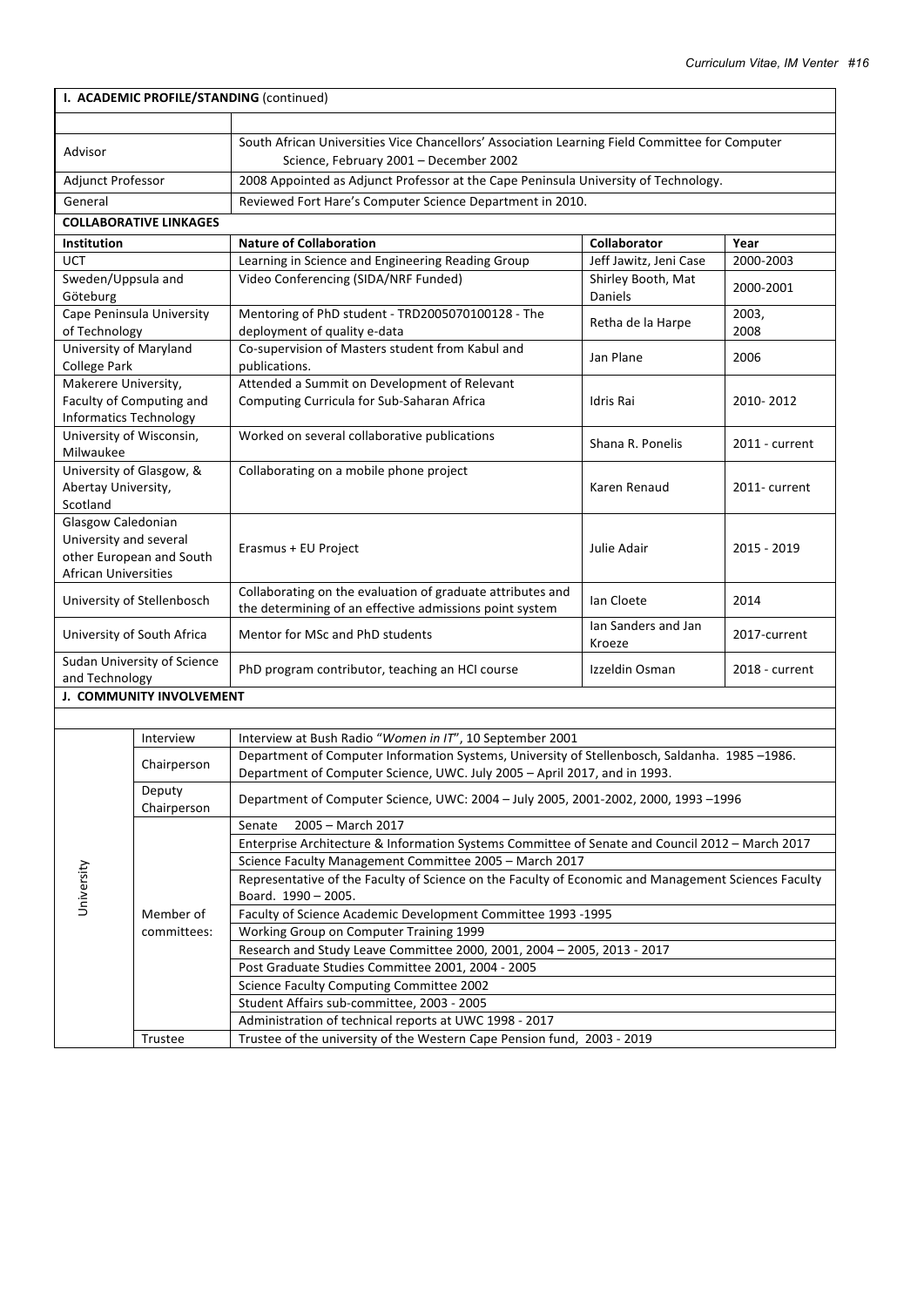**I. ACADEMIC PROFILE/STANDING** (continued)

| | |
|---|---|
| Advisor | South African Universities Vice Chancellors' Association Learning Field Committee for Computer Science, February 2001 – December 2002 |
| Adjunct Professor | 2008 Appointed as Adjunct Professor at the Cape Peninsula University of Technology. |
| General | Reviewed Fort Hare's Computer Science Department in 2010. |

**COLLABORATIVE LINKAGES**

| Institution | Nature of Collaboration | Collaborator | Year |
|---|---|---|---|
| UCT | Learning in Science and Engineering Reading Group | Jeff Jawitz, Jeni Case | 2000-2003 |
| Sweden/Uppsala and Göteburg | Video Conferencing (SIDA/NRF Funded) | Shirley Booth, Mat Daniels | 2000-2001 |
| Cape Peninsula University of Technology | Mentoring of PhD student - TRD2005070100128 - The deployment of quality e-data | Retha de la Harpe | 2003, 2008 |
| University of Maryland College Park | Co-supervision of Masters student from Kabul and publications. | Jan Plane | 2006 |
| Makerere University, Faculty of Computing and Informatics Technology | Attended a Summit on Development of Relevant Computing Curricula for Sub-Saharan Africa | Idris Rai | 2010- 2012 |
| University of Wisconsin, Milwaukee | Worked on several collaborative publications | Shana R. Ponelis | 2011 - current |
| University of Glasgow, & Abertay University, Scotland | Collaborating on a mobile phone project | Karen Renaud | 2011- current |
| Glasgow Caledonian University and several other European and South African Universities | Erasmus + EU Project | Julie Adair | 2015 - 2019 |
| University of Stellenbosch | Collaborating on the evaluation of graduate attributes and the determining of an effective admissions point system | Ian Cloete | 2014 |
| University of South Africa | Mentor for MSc and PhD students | Ian Sanders and Jan Kroeze | 2017-current |
| Sudan University of Science and Technology | PhD program contributor, teaching an HCI course | Izzeldin Osman | 2018 - current |

**J. COMMUNITY INVOLVEMENT**

| | | |
|---|---|---|
| University | Interview | Interview at Bush Radio "*Women in IT*", 10 September 2001 |
| | Chairperson | Department of Computer Information Systems, University of Stellenbosch, Saldanha. 1985 –1986. Department of Computer Science, UWC. July 2005 – April 2017, and in 1993. |
| | Deputy Chairperson | Department of Computer Science, UWC: 2004 – July 2005, 2001-2002, 2000, 1993 –1996 |
| | Member of committees: | Senate 2005 – March 2017 |
| | | Enterprise Architecture & Information Systems Committee of Senate and Council 2012 – March 2017 |
| | | Science Faculty Management Committee 2005 – March 2017 |
| | | Representative of the Faculty of Science on the Faculty of Economic and Management Sciences Faculty Board. 1990 – 2005. |
| | | Faculty of Science Academic Development Committee 1993 -1995 |
| | | Working Group on Computer Training 1999 |
| | | Research and Study Leave Committee 2000, 2001, 2004 – 2005, 2013 - 2017 |
| | | Post Graduate Studies Committee 2001, 2004 - 2005 |
| | | Science Faculty Computing Committee 2002 |
| | | Student Affairs sub-committee, 2003 - 2005 |
| | | Administration of technical reports at UWC 1998 - 2017 |
| | Trustee | Trustee of the university of the Western Cape Pension fund, 2003 - 2019 |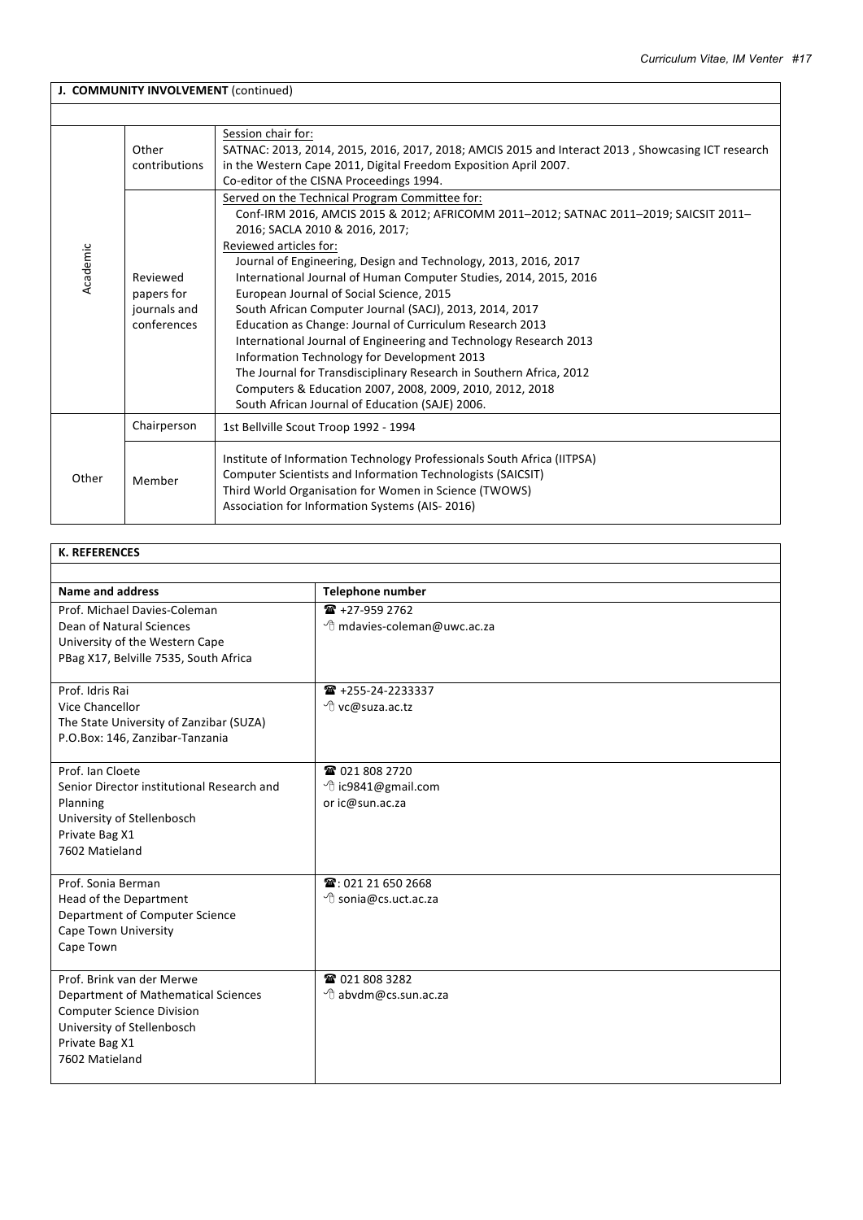## J. COMMUNITY INVOLVEMENT (continued)

| | | |
|---|---|---|
| Academic | Other contributions | Session chair for:<br>SATNAC: 2013, 2014, 2015, 2016, 2017, 2018; AMCIS 2015 and Interact 2013 , Showcasing ICT research in the Western Cape 2011, Digital Freedom Exposition April 2007.<br>Co-editor of the CISNA Proceedings 1994. |
| | Reviewed papers for journals and conferences | Served on the Technical Program Committee for:<br>Conf-IRM 2016, AMCIS 2015 & 2012; AFRICOMM 2011–2012; SATNAC 2011–2019; SAICSIT 2011–2016; SACLA 2010 & 2016, 2017;<br>Reviewed articles for:<br>Journal of Engineering, Design and Technology, 2013, 2016, 2017<br>International Journal of Human Computer Studies, 2014, 2015, 2016<br>European Journal of Social Science, 2015<br>South African Computer Journal (SACJ), 2013, 2014, 2017<br>Education as Change: Journal of Curriculum Research 2013<br>International Journal of Engineering and Technology Research 2013<br>Information Technology for Development 2013<br>The Journal for Transdisciplinary Research in Southern Africa, 2012<br>Computers & Education 2007, 2008, 2009, 2010, 2012, 2018<br>South African Journal of Education (SAJE) 2006. |
| Other | Chairperson | 1st Bellville Scout Troop 1992 - 1994 |
| | Member | Institute of Information Technology Professionals South Africa (IITPSA)<br>Computer Scientists and Information Technologists (SAICSIT)<br>Third World Organisation for Women in Science (TWOWS)<br>Association for Information Systems (AIS- 2016) |

## K. REFERENCES

| Name and address | Telephone number |
|---|---|
| Prof. Michael Davies-Coleman<br>Dean of Natural Sciences<br>University of the Western Cape<br>PBag X17, Belville 7535, South Africa | ☎ +27-959 2762<br>mdavies-coleman@uwc.ac.za |
| Prof. Idris Rai<br>Vice Chancellor<br>The State University of Zanzibar (SUZA)<br>P.O.Box: 146, Zanzibar-Tanzania | ☎ +255-24-2233337<br>vc@suza.ac.tz |
| Prof. Ian Cloete<br>Senior Director institutional Research and Planning<br>University of Stellenbosch<br>Private Bag X1<br>7602 Matieland | ☎ 021 808 2720<br>ic9841@gmail.com<br>or ic@sun.ac.za |
| Prof. Sonia Berman<br>Head of the Department<br>Department of Computer Science<br>Cape Town University<br>Cape Town | ☎: 021 21 650 2668<br>sonia@cs.uct.ac.za |
| Prof. Brink van der Merwe<br>Department of Mathematical Sciences<br>Computer Science Division<br>University of Stellenbosch<br>Private Bag X1<br>7602 Matieland | ☎ 021 808 3282<br>abvdm@cs.sun.ac.za |